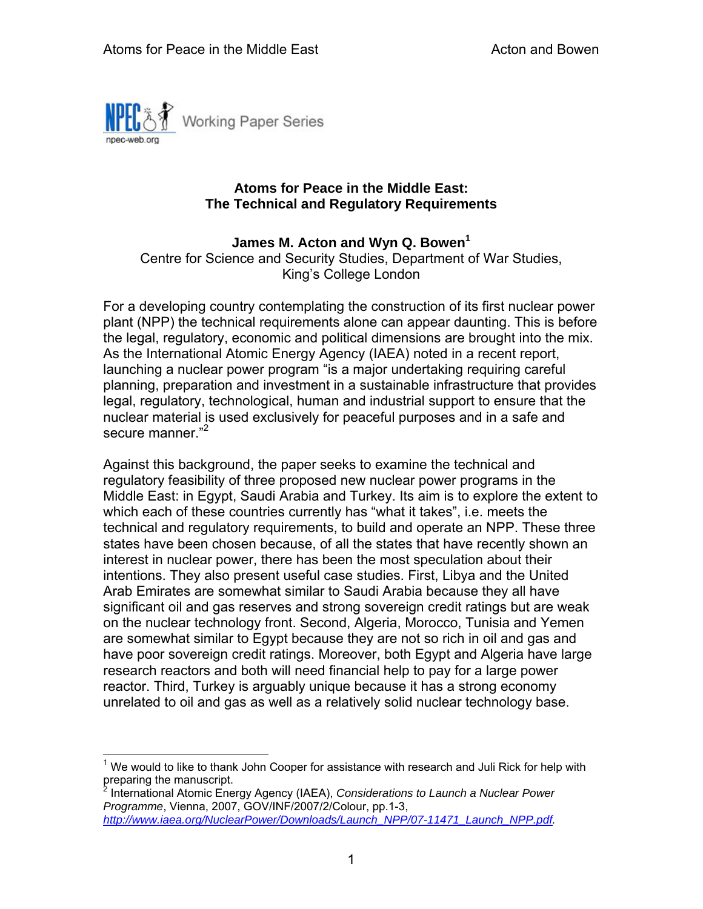NPEC Working Paper Series

npec-web.org

# Atoms for Peace in the Middle East: The Technical and Regulatory Requirements

**James M. Acton and Wyn Q. Bowen**[1]

Centre for Science and Security Studies, Department of War Studies, King's College London

For a developing country contemplating the construction of its first nuclear power plant (NPP) the technical requirements alone can appear daunting. This is before the legal, regulatory, economic and political dimensions are brought into the mix. As the International Atomic Energy Agency (IAEA) noted in a recent report, launching a nuclear power program "is a major undertaking requiring careful planning, preparation and investment in a sustainable infrastructure that provides legal, regulatory, technological, human and industrial support to ensure that the nuclear material is used exclusively for peaceful purposes and in a safe and secure manner."[2]

Against this background, the paper seeks to examine the technical and regulatory feasibility of three proposed new nuclear power programs in the Middle East: in Egypt, Saudi Arabia and Turkey. Its aim is to explore the extent to which each of these countries currently has "what it takes", i.e. meets the technical and regulatory requirements, to build and operate an NPP. These three states have been chosen because, of all the states that have recently shown an interest in nuclear power, there has been the most speculation about their intentions. They also present useful case studies. First, Libya and the United Arab Emirates are somewhat similar to Saudi Arabia because they all have significant oil and gas reserves and strong sovereign credit ratings but are weak on the nuclear technology front. Second, Algeria, Morocco, Tunisia and Yemen are somewhat similar to Egypt because they are not so rich in oil and gas and have poor sovereign credit ratings. Moreover, both Egypt and Algeria have large research reactors and both will need financial help to pay for a large power reactor. Third, Turkey is arguably unique because it has a strong economy unrelated to oil and gas as well as a relatively solid nuclear technology base.

---

[1] We would to like to thank John Cooper for assistance with research and Juli Rick for help with preparing the manuscript.

[2] International Atomic Energy Agency (IAEA), *Considerations to Launch a Nuclear Power Programme*, Vienna, 2007, GOV/INF/2007/2/Colour, pp.1-3, http://www.iaea.org/NuclearPower/Downloads/Launch_NPP/07-11471_Launch_NPP.pdf.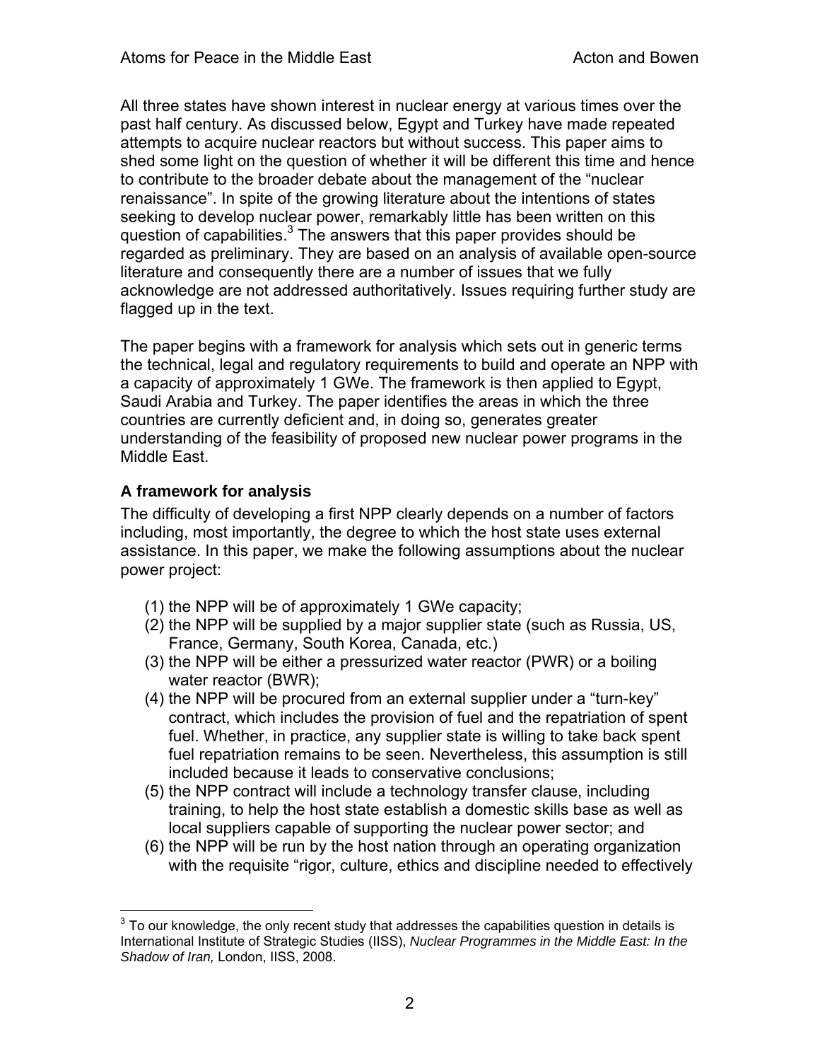All three states have shown interest in nuclear energy at various times over the past half century. As discussed below, Egypt and Turkey have made repeated attempts to acquire nuclear reactors but without success. This paper aims to shed some light on the question of whether it will be different this time and hence to contribute to the broader debate about the management of the "nuclear renaissance". In spite of the growing literature about the intentions of states seeking to develop nuclear power, remarkably little has been written on this question of capabilities.[3] The answers that this paper provides should be regarded as preliminary. They are based on an analysis of available open-source literature and consequently there are a number of issues that we fully acknowledge are not addressed authoritatively. Issues requiring further study are flagged up in the text.

The paper begins with a framework for analysis which sets out in generic terms the technical, legal and regulatory requirements to build and operate an NPP with a capacity of approximately 1 GWe. The framework is then applied to Egypt, Saudi Arabia and Turkey. The paper identifies the areas in which the three countries are currently deficient and, in doing so, generates greater understanding of the feasibility of proposed new nuclear power programs in the Middle East.

## A framework for analysis

The difficulty of developing a first NPP clearly depends on a number of factors including, most importantly, the degree to which the host state uses external assistance. In this paper, we make the following assumptions about the nuclear power project:

(1) the NPP will be of approximately 1 GWe capacity;
(2) the NPP will be supplied by a major supplier state (such as Russia, US, France, Germany, South Korea, Canada, etc.)
(3) the NPP will be either a pressurized water reactor (PWR) or a boiling water reactor (BWR);
(4) the NPP will be procured from an external supplier under a "turn-key" contract, which includes the provision of fuel and the repatriation of spent fuel. Whether, in practice, any supplier state is willing to take back spent fuel repatriation remains to be seen. Nevertheless, this assumption is still included because it leads to conservative conclusions;
(5) the NPP contract will include a technology transfer clause, including training, to help the host state establish a domestic skills base as well as local suppliers capable of supporting the nuclear power sector; and
(6) the NPP will be run by the host nation through an operating organization with the requisite "rigor, culture, ethics and discipline needed to effectively

[3] To our knowledge, the only recent study that addresses the capabilities question in details is International Institute of Strategic Studies (IISS), *Nuclear Programmes in the Middle East: In the Shadow of Iran,* London, IISS, 2008.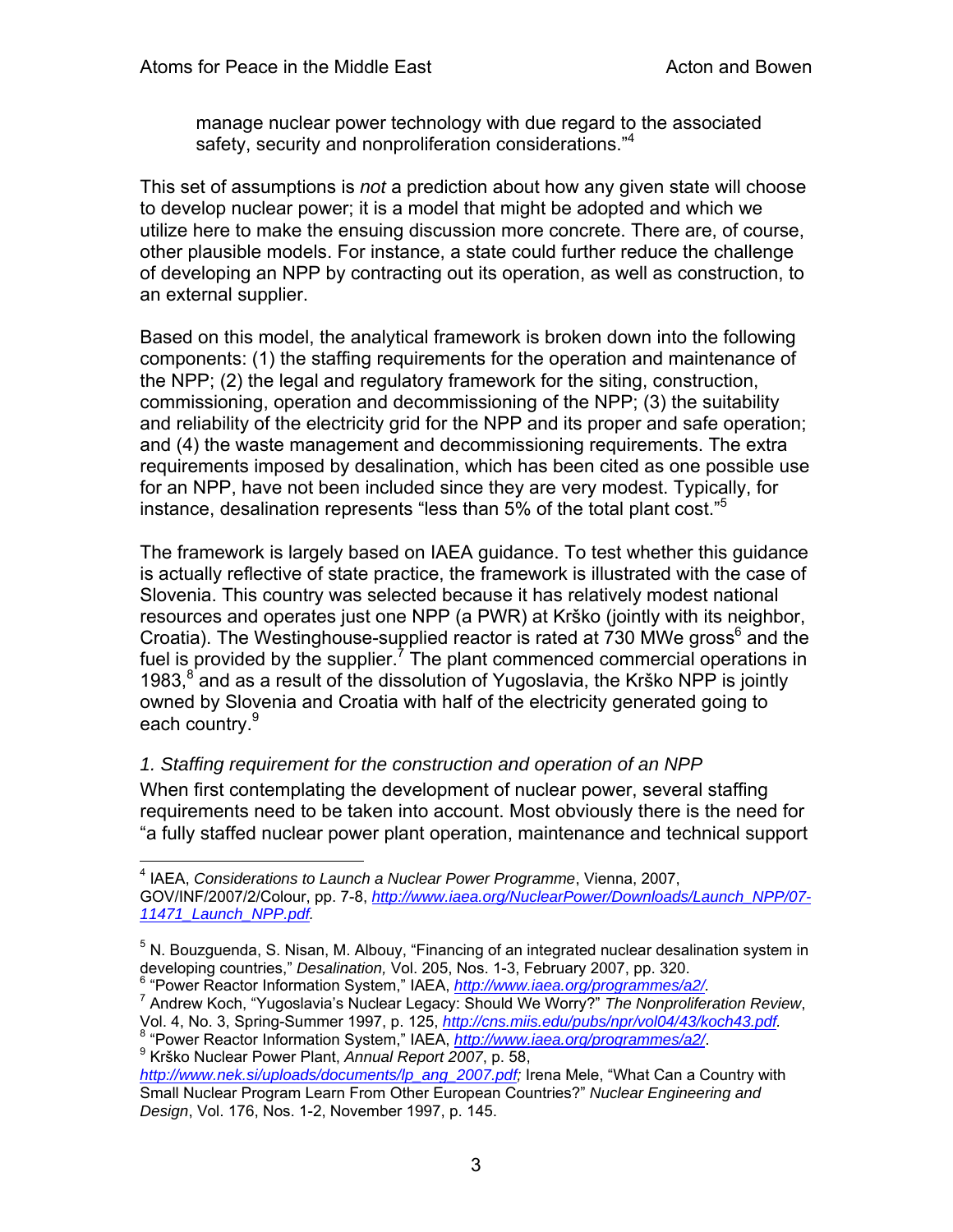manage nuclear power technology with due regard to the associated safety, security and nonproliferation considerations."[4]

This set of assumptions is *not* a prediction about how any given state will choose to develop nuclear power; it is a model that might be adopted and which we utilize here to make the ensuing discussion more concrete. There are, of course, other plausible models. For instance, a state could further reduce the challenge of developing an NPP by contracting out its operation, as well as construction, to an external supplier.

Based on this model, the analytical framework is broken down into the following components: (1) the staffing requirements for the operation and maintenance of the NPP; (2) the legal and regulatory framework for the siting, construction, commissioning, operation and decommissioning of the NPP; (3) the suitability and reliability of the electricity grid for the NPP and its proper and safe operation; and (4) the waste management and decommissioning requirements. The extra requirements imposed by desalination, which has been cited as one possible use for an NPP, have not been included since they are very modest. Typically, for instance, desalination represents "less than 5% of the total plant cost."[5]

The framework is largely based on IAEA guidance. To test whether this guidance is actually reflective of state practice, the framework is illustrated with the case of Slovenia. This country was selected because it has relatively modest national resources and operates just one NPP (a PWR) at Krško (jointly with its neighbor, Croatia). The Westinghouse-supplied reactor is rated at 730 MWe gross[6] and the fuel is provided by the supplier.[7] The plant commenced commercial operations in 1983,[8] and as a result of the dissolution of Yugoslavia, the Krško NPP is jointly owned by Slovenia and Croatia with half of the electricity generated going to each country.[9]

*1. Staffing requirement for the construction and operation of an NPP*

When first contemplating the development of nuclear power, several staffing requirements need to be taken into account. Most obviously there is the need for "a fully staffed nuclear power plant operation, maintenance and technical support

---

[4] IAEA, *Considerations to Launch a Nuclear Power Programme*, Vienna, 2007, GOV/INF/2007/2/Colour, pp. 7-8, *http://www.iaea.org/NuclearPower/Downloads/Launch_NPP/07-11471_Launch_NPP.pdf*.

[5] N. Bouzguenda, S. Nisan, M. Albouy, "Financing of an integrated nuclear desalination system in developing countries," *Desalination,* Vol. 205, Nos. 1-3, February 2007, pp. 320.

[6] "Power Reactor Information System," IAEA, *http://www.iaea.org/programmes/a2/*.

[7] Andrew Koch, "Yugoslavia's Nuclear Legacy: Should We Worry?" *The Nonproliferation Review*, Vol. 4, No. 3, Spring-Summer 1997, p. 125, *http://cns.miis.edu/pubs/npr/vol04/43/koch43.pdf*.

[8] "Power Reactor Information System," IAEA, *http://www.iaea.org/programmes/a2/*.

[9] Krško Nuclear Power Plant, *Annual Report 2007*, p. 58, *http://www.nek.si/uploads/documents/lp_ang_2007.pdf;* Irena Mele, "What Can a Country with Small Nuclear Program Learn From Other European Countries?" *Nuclear Engineering and Design*, Vol. 176, Nos. 1-2, November 1997, p. 145.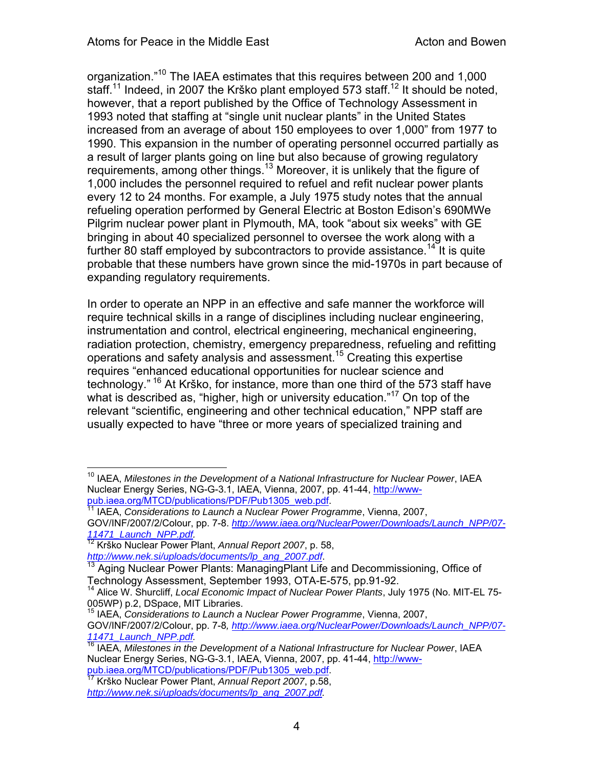organization."[10] The IAEA estimates that this requires between 200 and 1,000 staff.[11] Indeed, in 2007 the Krško plant employed 573 staff.[12] It should be noted, however, that a report published by the Office of Technology Assessment in 1993 noted that staffing at "single unit nuclear plants" in the United States increased from an average of about 150 employees to over 1,000" from 1977 to 1990. This expansion in the number of operating personnel occurred partially as a result of larger plants going on line but also because of growing regulatory requirements, among other things.[13] Moreover, it is unlikely that the figure of 1,000 includes the personnel required to refuel and refit nuclear power plants every 12 to 24 months. For example, a July 1975 study notes that the annual refueling operation performed by General Electric at Boston Edison's 690MWe Pilgrim nuclear power plant in Plymouth, MA, took "about six weeks" with GE bringing in about 40 specialized personnel to oversee the work along with a further 80 staff employed by subcontractors to provide assistance.[14] It is quite probable that these numbers have grown since the mid-1970s in part because of expanding regulatory requirements.

In order to operate an NPP in an effective and safe manner the workforce will require technical skills in a range of disciplines including nuclear engineering, instrumentation and control, electrical engineering, mechanical engineering, radiation protection, chemistry, emergency preparedness, refueling and refitting operations and safety analysis and assessment.[15] Creating this expertise requires "enhanced educational opportunities for nuclear science and technology." [16] At Krško, for instance, more than one third of the 573 staff have what is described as, "higher, high or university education."[17] On top of the relevant "scientific, engineering and other technical education," NPP staff are usually expected to have "three or more years of specialized training and

---

[10] IAEA, *Milestones in the Development of a National Infrastructure for Nuclear Power*, IAEA Nuclear Energy Series, NG-G-3.1, IAEA, Vienna, 2007, pp. 41-44, http://www-pub.iaea.org/MTCD/publications/PDF/Pub1305_web.pdf.

[11] IAEA, *Considerations to Launch a Nuclear Power Programme*, Vienna, 2007, GOV/INF/2007/2/Colour, pp. 7-8. *http://www.iaea.org/NuclearPower/Downloads/Launch_NPP/07-11471_Launch_NPP.pdf.*

[12] Krško Nuclear Power Plant, *Annual Report 2007*, p. 58, *http://www.nek.si/uploads/documents/lp_ang_2007.pdf*.

[13] Aging Nuclear Power Plants: ManagingPlant Life and Decommissioning, Office of Technology Assessment, September 1993, OTA-E-575, pp.91-92.

[14] Alice W. Shurcliff, *Local Economic Impact of Nuclear Power Plants*, July 1975 (No. MIT-EL 75-005WP) p.2, DSpace, MIT Libraries.

[15] IAEA, *Considerations to Launch a Nuclear Power Programme*, Vienna, 2007, GOV/INF/2007/2/Colour, pp. 7-8*, http://www.iaea.org/NuclearPower/Downloads/Launch_NPP/07-11471_Launch_NPP.pdf.*

[16] IAEA, *Milestones in the Development of a National Infrastructure for Nuclear Power*, IAEA Nuclear Energy Series, NG-G-3.1, IAEA, Vienna, 2007, pp. 41-44, http://www-pub.iaea.org/MTCD/publications/PDF/Pub1305_web.pdf.

[17] Krško Nuclear Power Plant, *Annual Report 2007*, p.58, *http://www.nek.si/uploads/documents/lp_ang_2007.pdf.*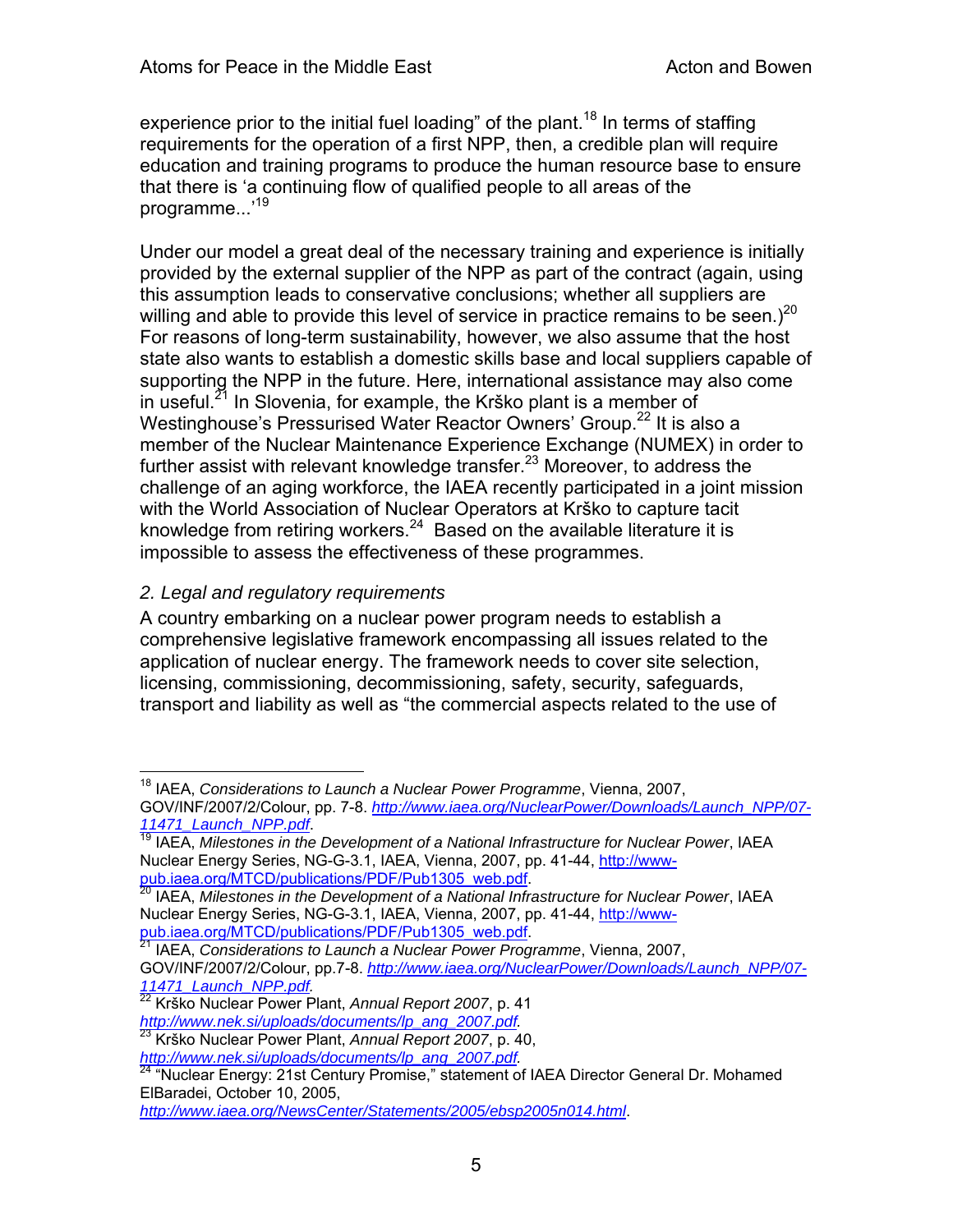experience prior to the initial fuel loading" of the plant.[18] In terms of staffing requirements for the operation of a first NPP, then, a credible plan will require education and training programs to produce the human resource base to ensure that there is 'a continuing flow of qualified people to all areas of the programme...'[19]

Under our model a great deal of the necessary training and experience is initially provided by the external supplier of the NPP as part of the contract (again, using this assumption leads to conservative conclusions; whether all suppliers are willing and able to provide this level of service in practice remains to be seen.)[20] For reasons of long-term sustainability, however, we also assume that the host state also wants to establish a domestic skills base and local suppliers capable of supporting the NPP in the future. Here, international assistance may also come in useful.[21] In Slovenia, for example, the Krško plant is a member of Westinghouse's Pressurised Water Reactor Owners' Group.[22] It is also a member of the Nuclear Maintenance Experience Exchange (NUMEX) in order to further assist with relevant knowledge transfer.[23] Moreover, to address the challenge of an aging workforce, the IAEA recently participated in a joint mission with the World Association of Nuclear Operators at Krško to capture tacit knowledge from retiring workers.[24] Based on the available literature it is impossible to assess the effectiveness of these programmes.

### *2. Legal and regulatory requirements*

A country embarking on a nuclear power program needs to establish a comprehensive legislative framework encompassing all issues related to the application of nuclear energy. The framework needs to cover site selection, licensing, commissioning, decommissioning, safety, security, safeguards, transport and liability as well as "the commercial aspects related to the use of

---

[18] IAEA, *Considerations to Launch a Nuclear Power Programme*, Vienna, 2007, GOV/INF/2007/2/Colour, pp. 7-8. *http://www.iaea.org/NuclearPower/Downloads/Launch_NPP/07-11471_Launch_NPP.pdf*.

[19] IAEA, *Milestones in the Development of a National Infrastructure for Nuclear Power*, IAEA Nuclear Energy Series, NG-G-3.1, IAEA, Vienna, 2007, pp. 41-44, http://www-pub.iaea.org/MTCD/publications/PDF/Pub1305_web.pdf.

[20] IAEA, *Milestones in the Development of a National Infrastructure for Nuclear Power*, IAEA Nuclear Energy Series, NG-G-3.1, IAEA, Vienna, 2007, pp. 41-44, http://www-pub.iaea.org/MTCD/publications/PDF/Pub1305_web.pdf.

[21] IAEA, *Considerations to Launch a Nuclear Power Programme*, Vienna, 2007, GOV/INF/2007/2/Colour, pp.7-8. *http://www.iaea.org/NuclearPower/Downloads/Launch_NPP/07-11471_Launch_NPP.pdf.*

[22] Krško Nuclear Power Plant, *Annual Report 2007*, p. 41 *http://www.nek.si/uploads/documents/lp_ang_2007.pdf.*

[23] Krško Nuclear Power Plant, *Annual Report 2007*, p. 40, *http://www.nek.si/uploads/documents/lp_ang_2007.pdf.*

[24] "Nuclear Energy: 21st Century Promise," statement of IAEA Director General Dr. Mohamed ElBaradei, October 10, 2005, *http://www.iaea.org/NewsCenter/Statements/2005/ebsp2005n014.html*.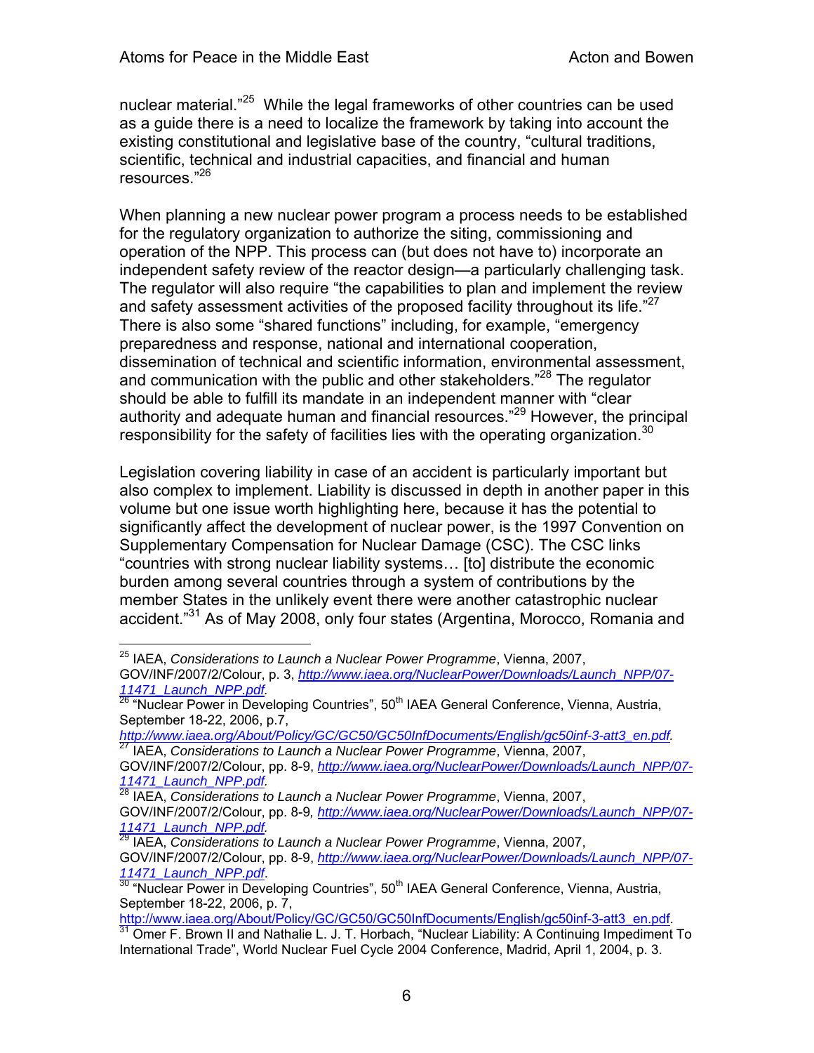nuclear material."[25] While the legal frameworks of other countries can be used as a guide there is a need to localize the framework by taking into account the existing constitutional and legislative base of the country, "cultural traditions, scientific, technical and industrial capacities, and financial and human resources."[26]

When planning a new nuclear power program a process needs to be established for the regulatory organization to authorize the siting, commissioning and operation of the NPP. This process can (but does not have to) incorporate an independent safety review of the reactor design—a particularly challenging task. The regulator will also require "the capabilities to plan and implement the review and safety assessment activities of the proposed facility throughout its life."[27] There is also some "shared functions" including, for example, "emergency preparedness and response, national and international cooperation, dissemination of technical and scientific information, environmental assessment, and communication with the public and other stakeholders."[28] The regulator should be able to fulfill its mandate in an independent manner with "clear authority and adequate human and financial resources."[29] However, the principal responsibility for the safety of facilities lies with the operating organization.[30]

Legislation covering liability in case of an accident is particularly important but also complex to implement. Liability is discussed in depth in another paper in this volume but one issue worth highlighting here, because it has the potential to significantly affect the development of nuclear power, is the 1997 Convention on Supplementary Compensation for Nuclear Damage (CSC). The CSC links "countries with strong nuclear liability systems… [to] distribute the economic burden among several countries through a system of contributions by the member States in the unlikely event there were another catastrophic nuclear accident."[31] As of May 2008, only four states (Argentina, Morocco, Romania and

---

[25] IAEA, *Considerations to Launch a Nuclear Power Programme*, Vienna, 2007, GOV/INF/2007/2/Colour, p. 3, *http://www.iaea.org/NuclearPower/Downloads/Launch_NPP/07-11471_Launch_NPP.pdf.*

[26] "Nuclear Power in Developing Countries", 50th IAEA General Conference, Vienna, Austria, September 18-22, 2006, p.7, *http://www.iaea.org/About/Policy/GC/GC50/GC50InfDocuments/English/gc50inf-3-att3_en.pdf.*

[27] IAEA, *Considerations to Launch a Nuclear Power Programme*, Vienna, 2007, GOV/INF/2007/2/Colour, pp. 8-9, *http://www.iaea.org/NuclearPower/Downloads/Launch_NPP/07-11471_Launch_NPP.pdf.*

[28] IAEA, *Considerations to Launch a Nuclear Power Programme*, Vienna, 2007, GOV/INF/2007/2/Colour, pp. 8-9, *http://www.iaea.org/NuclearPower/Downloads/Launch_NPP/07-11471_Launch_NPP.pdf.*

[29] IAEA, *Considerations to Launch a Nuclear Power Programme*, Vienna, 2007, GOV/INF/2007/2/Colour, pp. 8-9, *http://www.iaea.org/NuclearPower/Downloads/Launch_NPP/07-11471_Launch_NPP.pdf.*

[30] "Nuclear Power in Developing Countries", 50th IAEA General Conference, Vienna, Austria, September 18-22, 2006, p. 7, http://www.iaea.org/About/Policy/GC/GC50/GC50InfDocuments/English/gc50inf-3-att3_en.pdf.

[31] Omer F. Brown II and Nathalie L. J. T. Horbach, "Nuclear Liability: A Continuing Impediment To International Trade", World Nuclear Fuel Cycle 2004 Conference, Madrid, April 1, 2004, p. 3.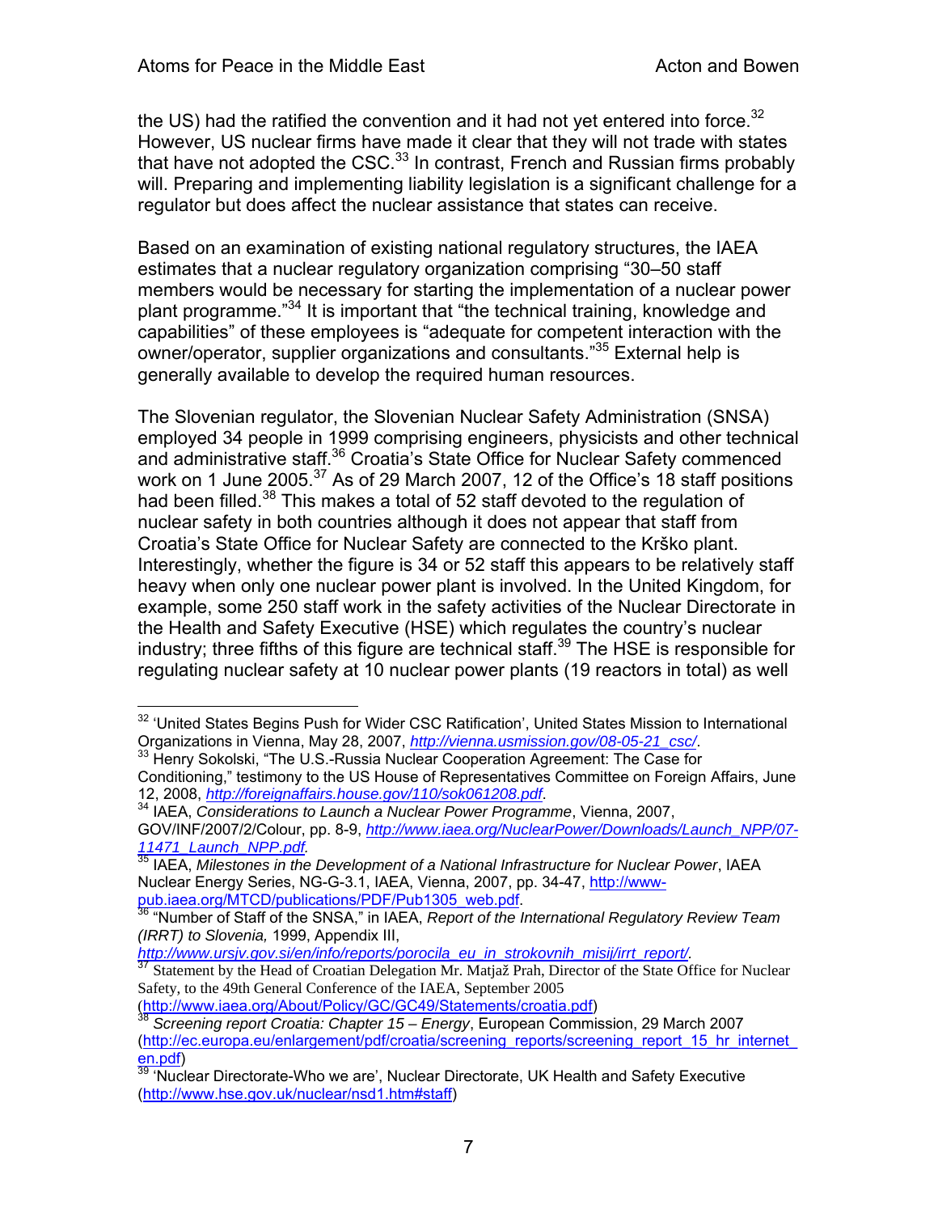the US) had the ratified the convention and it had not yet entered into force.[32] However, US nuclear firms have made it clear that they will not trade with states that have not adopted the CSC.[33] In contrast, French and Russian firms probably will. Preparing and implementing liability legislation is a significant challenge for a regulator but does affect the nuclear assistance that states can receive.

Based on an examination of existing national regulatory structures, the IAEA estimates that a nuclear regulatory organization comprising "30–50 staff members would be necessary for starting the implementation of a nuclear power plant programme."[34] It is important that "the technical training, knowledge and capabilities" of these employees is "adequate for competent interaction with the owner/operator, supplier organizations and consultants."[35] External help is generally available to develop the required human resources.

The Slovenian regulator, the Slovenian Nuclear Safety Administration (SNSA) employed 34 people in 1999 comprising engineers, physicists and other technical and administrative staff.[36] Croatia's State Office for Nuclear Safety commenced work on 1 June 2005.[37] As of 29 March 2007, 12 of the Office's 18 staff positions had been filled.[38] This makes a total of 52 staff devoted to the regulation of nuclear safety in both countries although it does not appear that staff from Croatia's State Office for Nuclear Safety are connected to the Krško plant. Interestingly, whether the figure is 34 or 52 staff this appears to be relatively staff heavy when only one nuclear power plant is involved. In the United Kingdom, for example, some 250 staff work in the safety activities of the Nuclear Directorate in the Health and Safety Executive (HSE) which regulates the country's nuclear industry; three fifths of this figure are technical staff.[39] The HSE is responsible for regulating nuclear safety at 10 nuclear power plants (19 reactors in total) as well

---

[32] 'United States Begins Push for Wider CSC Ratification', United States Mission to International Organizations in Vienna, May 28, 2007, *http://vienna.usmission.gov/08-05-21_csc/*.

[33] Henry Sokolski, "The U.S.-Russia Nuclear Cooperation Agreement: The Case for Conditioning," testimony to the US House of Representatives Committee on Foreign Affairs, June 12, 2008, *http://foreignaffairs.house.gov/110/sok061208.pdf*.

[34] IAEA, *Considerations to Launch a Nuclear Power Programme*, Vienna, 2007, GOV/INF/2007/2/Colour, pp. 8-9, *http://www.iaea.org/NuclearPower/Downloads/Launch_NPP/07-11471_Launch_NPP.pdf*.

[35] IAEA, *Milestones in the Development of a National Infrastructure for Nuclear Power*, IAEA Nuclear Energy Series, NG-G-3.1, IAEA, Vienna, 2007, pp. 34-47, http://www-pub.iaea.org/MTCD/publications/PDF/Pub1305_web.pdf.

[36] "Number of Staff of the SNSA," in IAEA, *Report of the International Regulatory Review Team (IRRT) to Slovenia,* 1999, Appendix III, *http://www.ursjv.gov.si/en/info/reports/porocila_eu_in_strokovnih_misij/irrt_report/*.

[37] Statement by the Head of Croatian Delegation Mr. Matjaž Prah, Director of the State Office for Nuclear Safety, to the 49th General Conference of the IAEA, September 2005 (http://www.iaea.org/About/Policy/GC/GC49/Statements/croatia.pdf)

[38] *Screening report Croatia: Chapter 15 – Energy*, European Commission, 29 March 2007 (http://ec.europa.eu/enlargement/pdf/croatia/screening_reports/screening_report_15_hr_internet_en.pdf)

[39] 'Nuclear Directorate-Who we are', Nuclear Directorate, UK Health and Safety Executive (http://www.hse.gov.uk/nuclear/nsd1.htm#staff)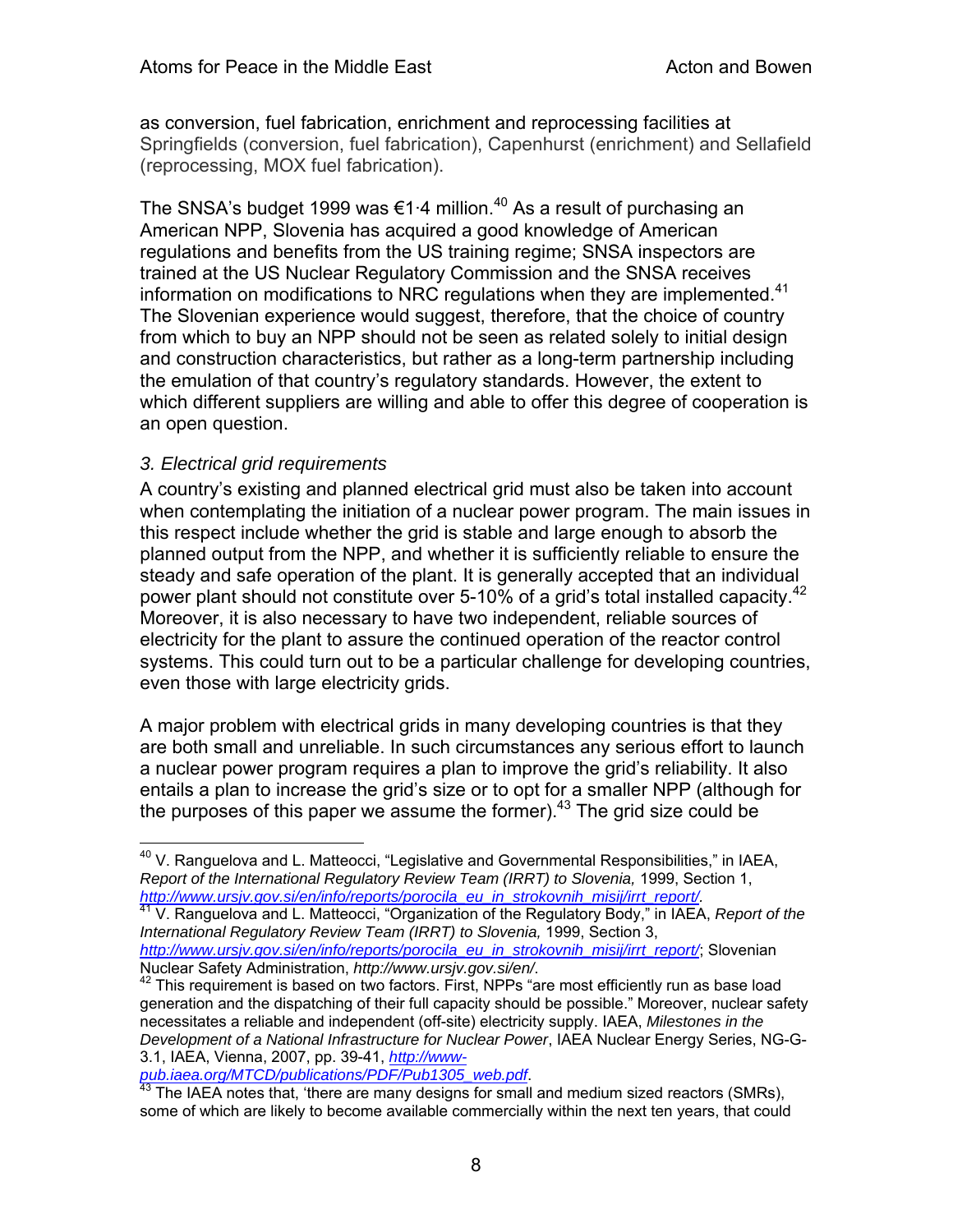as conversion, fuel fabrication, enrichment and reprocessing facilities at Springfields (conversion, fuel fabrication), Capenhurst (enrichment) and Sellafield (reprocessing, MOX fuel fabrication).

The SNSA's budget 1999 was €1·4 million.[40] As a result of purchasing an American NPP, Slovenia has acquired a good knowledge of American regulations and benefits from the US training regime; SNSA inspectors are trained at the US Nuclear Regulatory Commission and the SNSA receives information on modifications to NRC regulations when they are implemented.[41] The Slovenian experience would suggest, therefore, that the choice of country from which to buy an NPP should not be seen as related solely to initial design and construction characteristics, but rather as a long-term partnership including the emulation of that country's regulatory standards. However, the extent to which different suppliers are willing and able to offer this degree of cooperation is an open question.

### *3. Electrical grid requirements*

A country's existing and planned electrical grid must also be taken into account when contemplating the initiation of a nuclear power program. The main issues in this respect include whether the grid is stable and large enough to absorb the planned output from the NPP, and whether it is sufficiently reliable to ensure the steady and safe operation of the plant. It is generally accepted that an individual power plant should not constitute over 5-10% of a grid's total installed capacity.[42] Moreover, it is also necessary to have two independent, reliable sources of electricity for the plant to assure the continued operation of the reactor control systems. This could turn out to be a particular challenge for developing countries, even those with large electricity grids.

A major problem with electrical grids in many developing countries is that they are both small and unreliable. In such circumstances any serious effort to launch a nuclear power program requires a plan to improve the grid's reliability. It also entails a plan to increase the grid's size or to opt for a smaller NPP (although for the purposes of this paper we assume the former).[43] The grid size could be

---

[40] V. Ranguelova and L. Matteocci, "Legislative and Governmental Responsibilities," in IAEA, *Report of the International Regulatory Review Team (IRRT) to Slovenia,* 1999, Section 1, *http://www.ursjv.gov.si/en/info/reports/porocila_eu_in_strokovnih_misij/irrt_report/.*

[41] V. Ranguelova and L. Matteocci, "Organization of the Regulatory Body," in IAEA, *Report of the International Regulatory Review Team (IRRT) to Slovenia,* 1999, Section 3, *http://www.ursjv.gov.si/en/info/reports/porocila_eu_in_strokovnih_misij/irrt_report/*; Slovenian Nuclear Safety Administration, *http://www.ursjv.gov.si/en/*.

[42] This requirement is based on two factors. First, NPPs "are most efficiently run as base load generation and the dispatching of their full capacity should be possible." Moreover, nuclear safety necessitates a reliable and independent (off-site) electricity supply. IAEA, *Milestones in the Development of a National Infrastructure for Nuclear Power*, IAEA Nuclear Energy Series, NG-G-3.1, IAEA, Vienna, 2007, pp. 39-41, *http://www-pub.iaea.org/MTCD/publications/PDF/Pub1305_web.pdf*.

[43] The IAEA notes that, 'there are many designs for small and medium sized reactors (SMRs), some of which are likely to become available commercially within the next ten years, that could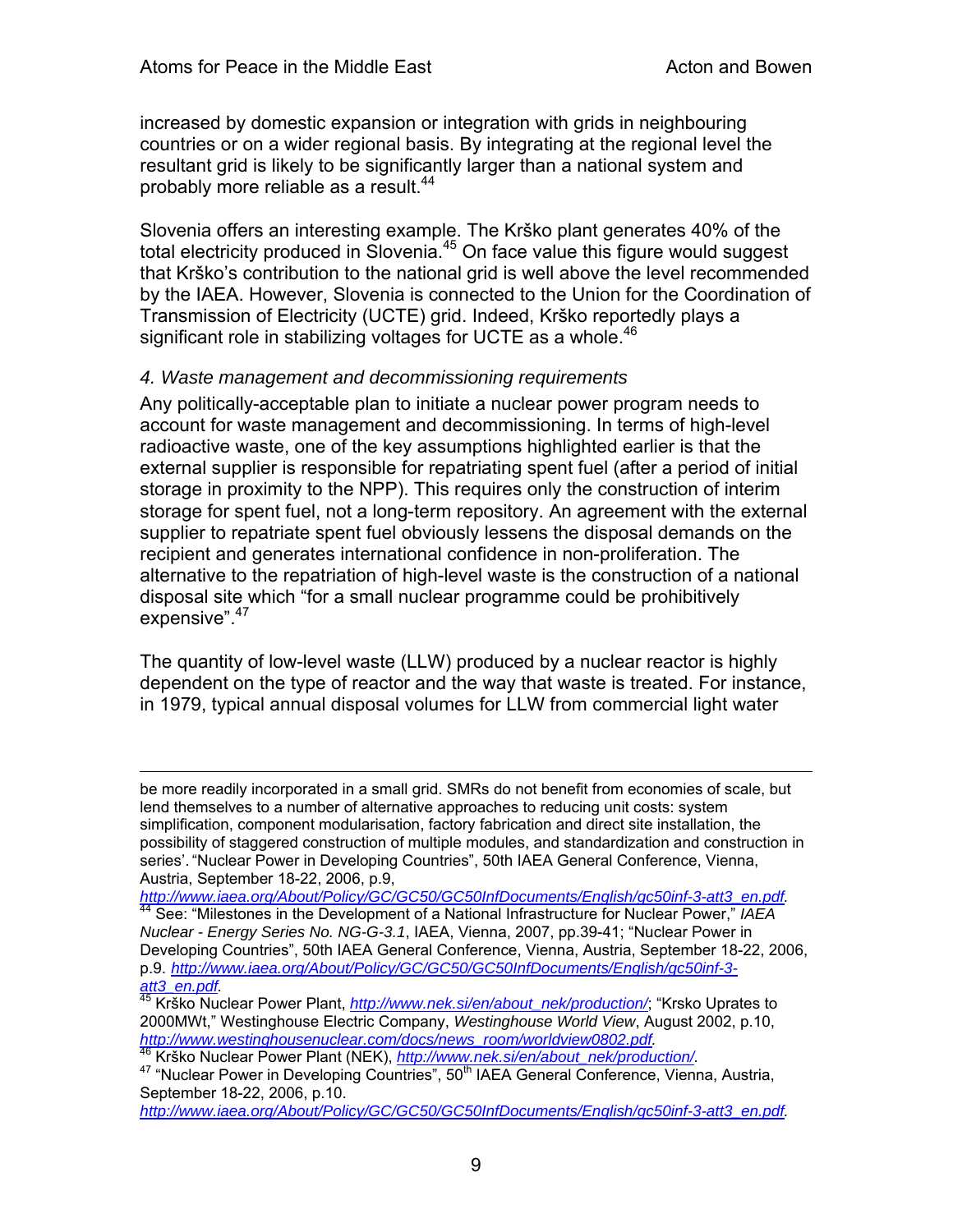increased by domestic expansion or integration with grids in neighbouring countries or on a wider regional basis. By integrating at the regional level the resultant grid is likely to be significantly larger than a national system and probably more reliable as a result.[44]

Slovenia offers an interesting example. The Krško plant generates 40% of the total electricity produced in Slovenia.[45] On face value this figure would suggest that Krško's contribution to the national grid is well above the level recommended by the IAEA. However, Slovenia is connected to the Union for the Coordination of Transmission of Electricity (UCTE) grid. Indeed, Krško reportedly plays a significant role in stabilizing voltages for UCTE as a whole.[46]

*4. Waste management and decommissioning requirements*

Any politically-acceptable plan to initiate a nuclear power program needs to account for waste management and decommissioning. In terms of high-level radioactive waste, one of the key assumptions highlighted earlier is that the external supplier is responsible for repatriating spent fuel (after a period of initial storage in proximity to the NPP). This requires only the construction of interim storage for spent fuel, not a long-term repository. An agreement with the external supplier to repatriate spent fuel obviously lessens the disposal demands on the recipient and generates international confidence in non-proliferation. The alternative to the repatriation of high-level waste is the construction of a national disposal site which "for a small nuclear programme could be prohibitively expensive".[47]

The quantity of low-level waste (LLW) produced by a nuclear reactor is highly dependent on the type of reactor and the way that waste is treated. For instance, in 1979, typical annual disposal volumes for LLW from commercial light water

---

be more readily incorporated in a small grid. SMRs do not benefit from economies of scale, but lend themselves to a number of alternative approaches to reducing unit costs: system simplification, component modularisation, factory fabrication and direct site installation, the possibility of staggered construction of multiple modules, and standardization and construction in series'. "Nuclear Power in Developing Countries", 50th IAEA General Conference, Vienna, Austria, September 18-22, 2006, p.9, *http://www.iaea.org/About/Policy/GC/GC50/GC50InfDocuments/English/gc50inf-3-att3_en.pdf*.

[44] See: "Milestones in the Development of a National Infrastructure for Nuclear Power," *IAEA Nuclear - Energy Series No. NG-G-3.1*, IAEA, Vienna, 2007, pp.39-41; "Nuclear Power in Developing Countries", 50th IAEA General Conference, Vienna, Austria, September 18-22, 2006, p.9. *http://www.iaea.org/About/Policy/GC/GC50/GC50InfDocuments/English/gc50inf-3-att3_en.pdf*.

[45] Krško Nuclear Power Plant, *http://www.nek.si/en/about_nek/production/*; "Krsko Uprates to 2000MWt," Westinghouse Electric Company, *Westinghouse World View*, August 2002, p.10, *http://www.westinghousenuclear.com/docs/news_room/worldview0802.pdf*.

[46] Krško Nuclear Power Plant (NEK), *http://www.nek.si/en/about_nek/production/*.

[47] "Nuclear Power in Developing Countries", 50th IAEA General Conference, Vienna, Austria, September 18-22, 2006, p.10. *http://www.iaea.org/About/Policy/GC/GC50/GC50InfDocuments/English/gc50inf-3-att3_en.pdf*.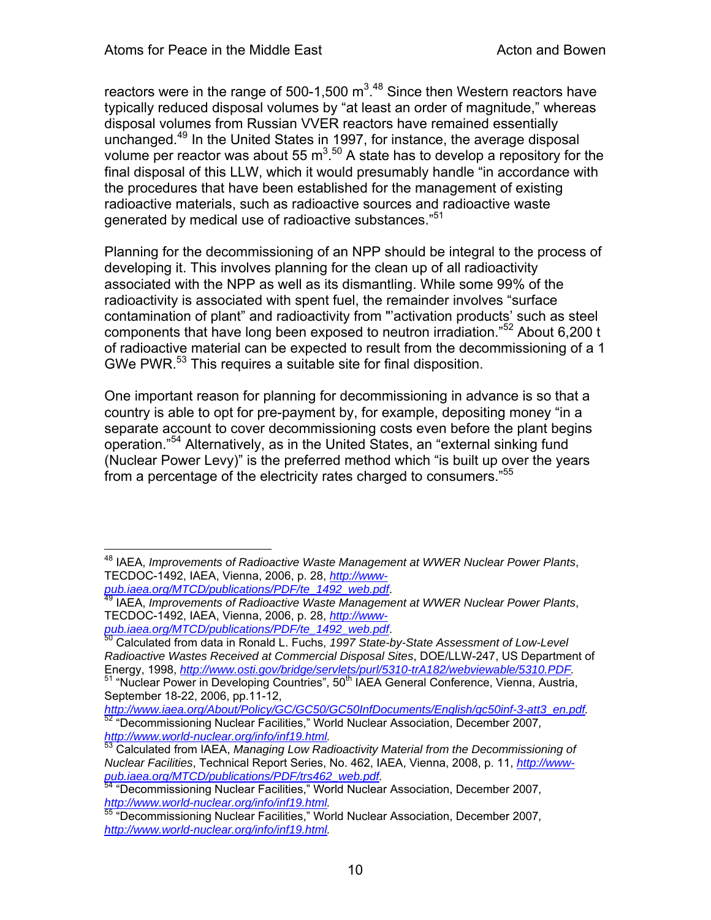reactors were in the range of 500-1,500 $m^3$.[48] Since then Western reactors have typically reduced disposal volumes by "at least an order of magnitude," whereas disposal volumes from Russian VVER reactors have remained essentially unchanged.[49] In the United States in 1997, for instance, the average disposal volume per reactor was about 55 $m^3$.[50] A state has to develop a repository for the final disposal of this LLW, which it would presumably handle "in accordance with the procedures that have been established for the management of existing radioactive materials, such as radioactive sources and radioactive waste generated by medical use of radioactive substances."[51]

Planning for the decommissioning of an NPP should be integral to the process of developing it. This involves planning for the clean up of all radioactivity associated with the NPP as well as its dismantling. While some 99% of the radioactivity is associated with spent fuel, the remainder involves "surface contamination of plant" and radioactivity from "'activation products' such as steel components that have long been exposed to neutron irradiation."[52] About 6,200 t of radioactive material can be expected to result from the decommissioning of a 1 GWe PWR.[53] This requires a suitable site for final disposition.

One important reason for planning for decommissioning in advance is so that a country is able to opt for pre-payment by, for example, depositing money "in a separate account to cover decommissioning costs even before the plant begins operation."[54] Alternatively, as in the United States, an "external sinking fund (Nuclear Power Levy)" is the preferred method which "is built up over the years from a percentage of the electricity rates charged to consumers."[55]

---

[48] IAEA, *Improvements of Radioactive Waste Management at WWER Nuclear Power Plants*, TECDOC-1492, IAEA, Vienna, 2006, p. 28, http://www-pub.iaea.org/MTCD/publications/PDF/te_1492_web.pdf.

[49] IAEA, *Improvements of Radioactive Waste Management at WWER Nuclear Power Plants*, TECDOC-1492, IAEA, Vienna, 2006, p. 28, http://www-pub.iaea.org/MTCD/publications/PDF/te_1492_web.pdf.

[50] Calculated from data in Ronald L. Fuchs, *1997 State-by-State Assessment of Low-Level Radioactive Wastes Received at Commercial Disposal Sites*, DOE/LLW-247, US Department of Energy, 1998, http://www.osti.gov/bridge/servlets/purl/5310-trA182/webviewable/5310.PDF.

[51] "Nuclear Power in Developing Countries", 50th IAEA General Conference, Vienna, Austria, September 18-22, 2006, pp.11-12, http://www.iaea.org/About/Policy/GC/GC50/GC50InfDocuments/English/gc50inf-3-att3_en.pdf.

[52] "Decommissioning Nuclear Facilities," World Nuclear Association, December 2007, http://www.world-nuclear.org/info/inf19.html.

[53] Calculated from IAEA, *Managing Low Radioactivity Material from the Decommissioning of Nuclear Facilities*, Technical Report Series, No. 462, IAEA, Vienna, 2008, p. 11, http://www-pub.iaea.org/MTCD/publications/PDF/trs462_web.pdf.

[54] "Decommissioning Nuclear Facilities," World Nuclear Association, December 2007, http://www.world-nuclear.org/info/inf19.html.

[55] "Decommissioning Nuclear Facilities," World Nuclear Association, December 2007, http://www.world-nuclear.org/info/inf19.html.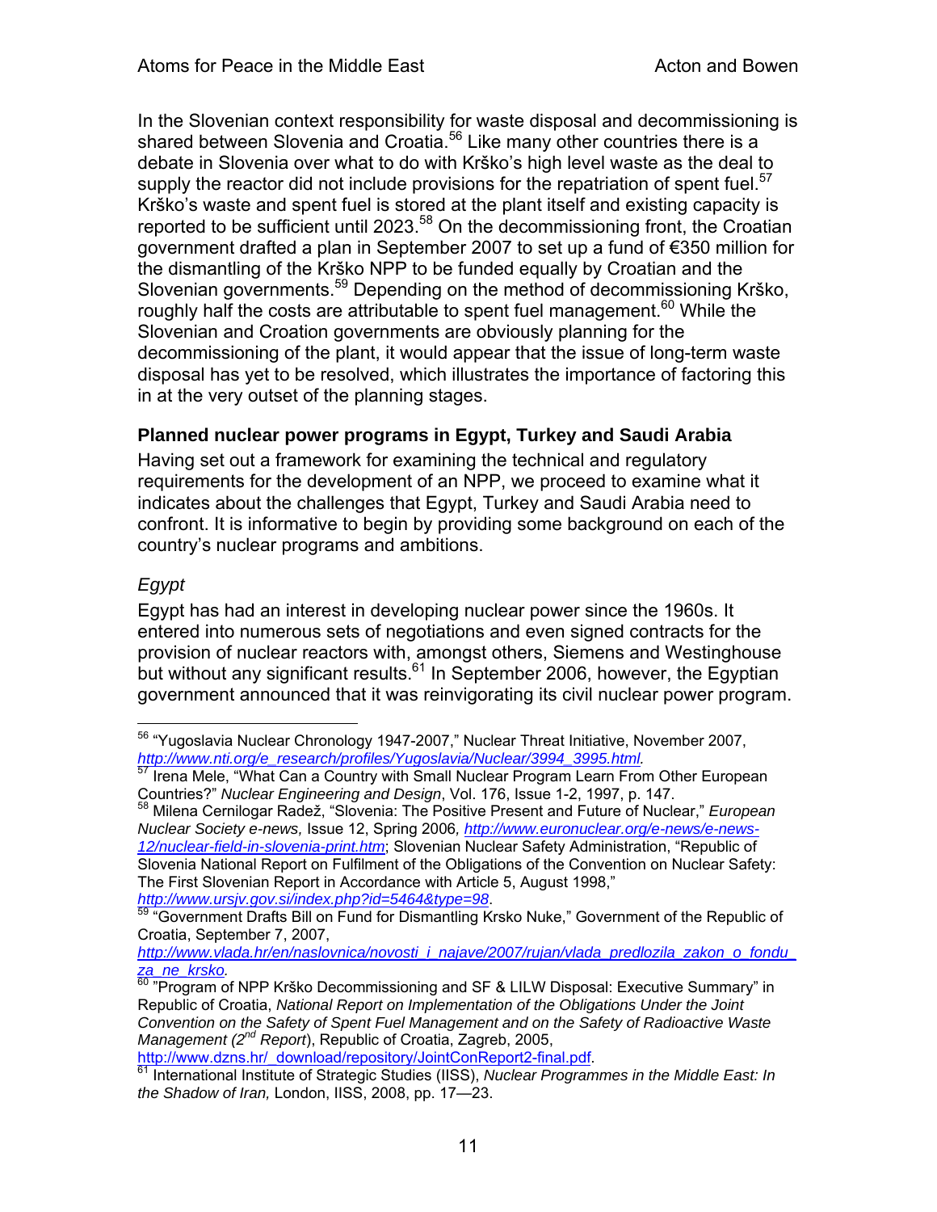In the Slovenian context responsibility for waste disposal and decommissioning is shared between Slovenia and Croatia.[56] Like many other countries there is a debate in Slovenia over what to do with Krško's high level waste as the deal to supply the reactor did not include provisions for the repatriation of spent fuel.[57] Krško's waste and spent fuel is stored at the plant itself and existing capacity is reported to be sufficient until 2023.[58] On the decommissioning front, the Croatian government drafted a plan in September 2007 to set up a fund of €350 million for the dismantling of the Krško NPP to be funded equally by Croatian and the Slovenian governments.[59] Depending on the method of decommissioning Krško, roughly half the costs are attributable to spent fuel management.[60] While the Slovenian and Croation governments are obviously planning for the decommissioning of the plant, it would appear that the issue of long-term waste disposal has yet to be resolved, which illustrates the importance of factoring this in at the very outset of the planning stages.

## Planned nuclear power programs in Egypt, Turkey and Saudi Arabia

Having set out a framework for examining the technical and regulatory requirements for the development of an NPP, we proceed to examine what it indicates about the challenges that Egypt, Turkey and Saudi Arabia need to confront. It is informative to begin by providing some background on each of the country's nuclear programs and ambitions.

### *Egypt*

Egypt has had an interest in developing nuclear power since the 1960s. It entered into numerous sets of negotiations and even signed contracts for the provision of nuclear reactors with, amongst others, Siemens and Westinghouse but without any significant results.[61] In September 2006, however, the Egyptian government announced that it was reinvigorating its civil nuclear power program.

---

[56] "Yugoslavia Nuclear Chronology 1947-2007," Nuclear Threat Initiative, November 2007, *http://www.nti.org/e_research/profiles/Yugoslavia/Nuclear/3994_3995.html.*

[57] Irena Mele, "What Can a Country with Small Nuclear Program Learn From Other European Countries?" *Nuclear Engineering and Design*, Vol. 176, Issue 1-2, 1997, p. 147.

[58] Milena Cernilogar Radež, "Slovenia: The Positive Present and Future of Nuclear," *European Nuclear Society e-news,* Issue 12, Spring 2006*, http://www.euronuclear.org/e-news/e-news-12/nuclear-field-in-slovenia-print.htm*; Slovenian Nuclear Safety Administration, "Republic of Slovenia National Report on Fulfilment of the Obligations of the Convention on Nuclear Safety: The First Slovenian Report in Accordance with Article 5, August 1998," *http://www.ursjv.gov.si/index.php?id=5464&type=98*.

[59] "Government Drafts Bill on Fund for Dismantling Krsko Nuke," Government of the Republic of Croatia, September 7, 2007, *http://www.vlada.hr/en/naslovnica/novosti_i_najave/2007/rujan/vlada_predlozila_zakon_o_fondu_za_ne_krsko.*

[60] "Program of NPP Krško Decommissioning and SF & LILW Disposal: Executive Summary" in Republic of Croatia, *National Report on Implementation of the Obligations Under the Joint Convention on the Safety of Spent Fuel Management and on the Safety of Radioactive Waste Management (2nd Report*), Republic of Croatia, Zagreb, 2005, http://www.dzns.hr/_download/repository/JointConReport2-final.pdf.

[61] International Institute of Strategic Studies (IISS), *Nuclear Programmes in the Middle East: In the Shadow of Iran,* London, IISS, 2008, pp. 17—23.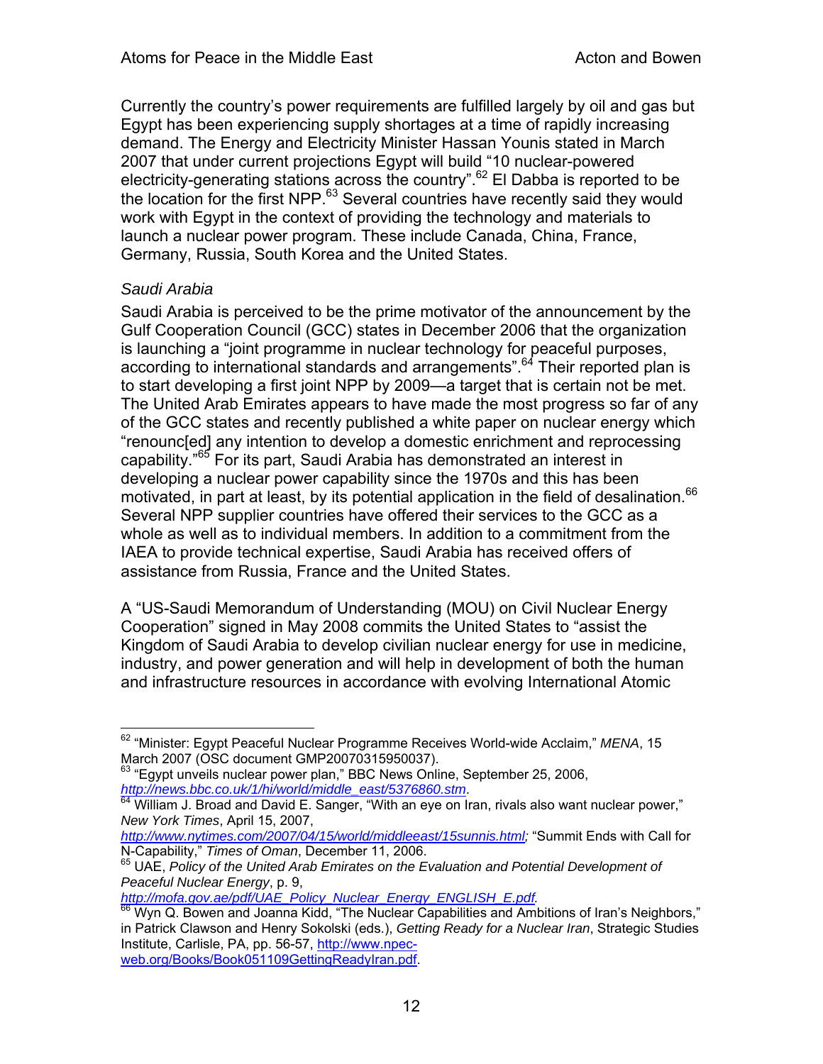Currently the country's power requirements are fulfilled largely by oil and gas but Egypt has been experiencing supply shortages at a time of rapidly increasing demand. The Energy and Electricity Minister Hassan Younis stated in March 2007 that under current projections Egypt will build "10 nuclear-powered electricity-generating stations across the country".[62] El Dabba is reported to be the location for the first NPP.[63] Several countries have recently said they would work with Egypt in the context of providing the technology and materials to launch a nuclear power program. These include Canada, China, France, Germany, Russia, South Korea and the United States.

### *Saudi Arabia*

Saudi Arabia is perceived to be the prime motivator of the announcement by the Gulf Cooperation Council (GCC) states in December 2006 that the organization is launching a "joint programme in nuclear technology for peaceful purposes, according to international standards and arrangements".[64] Their reported plan is to start developing a first joint NPP by 2009—a target that is certain not be met. The United Arab Emirates appears to have made the most progress so far of any of the GCC states and recently published a white paper on nuclear energy which "renounc[ed] any intention to develop a domestic enrichment and reprocessing capability."[65] For its part, Saudi Arabia has demonstrated an interest in developing a nuclear power capability since the 1970s and this has been motivated, in part at least, by its potential application in the field of desalination.[66] Several NPP supplier countries have offered their services to the GCC as a whole as well as to individual members. In addition to a commitment from the IAEA to provide technical expertise, Saudi Arabia has received offers of assistance from Russia, France and the United States.

A "US-Saudi Memorandum of Understanding (MOU) on Civil Nuclear Energy Cooperation" signed in May 2008 commits the United States to "assist the Kingdom of Saudi Arabia to develop civilian nuclear energy for use in medicine, industry, and power generation and will help in development of both the human and infrastructure resources in accordance with evolving International Atomic

---

[62] "Minister: Egypt Peaceful Nuclear Programme Receives World-wide Acclaim," *MENA*, 15 March 2007 (OSC document GMP20070315950037).

[63] "Egypt unveils nuclear power plan," BBC News Online, September 25, 2006, *http://news.bbc.co.uk/1/hi/world/middle_east/5376860.stm*.

[64] William J. Broad and David E. Sanger, "With an eye on Iran, rivals also want nuclear power," *New York Times*, April 15, 2007, *http://www.nytimes.com/2007/04/15/world/middleeast/15sunnis.html;* "Summit Ends with Call for N-Capability," *Times of Oman*, December 11, 2006.

[65] UAE, *Policy of the United Arab Emirates on the Evaluation and Potential Development of Peaceful Nuclear Energy*, p. 9, *http://mofa.gov.ae/pdf/UAE_Policy_Nuclear_Energy_ENGLISH_E.pdf.*

[66] Wyn Q. Bowen and Joanna Kidd, "The Nuclear Capabilities and Ambitions of Iran's Neighbors," in Patrick Clawson and Henry Sokolski (eds.), *Getting Ready for a Nuclear Iran*, Strategic Studies Institute, Carlisle, PA, pp. 56-57, http://www.npec-web.org/Books/Book051109GettingReadyIran.pdf.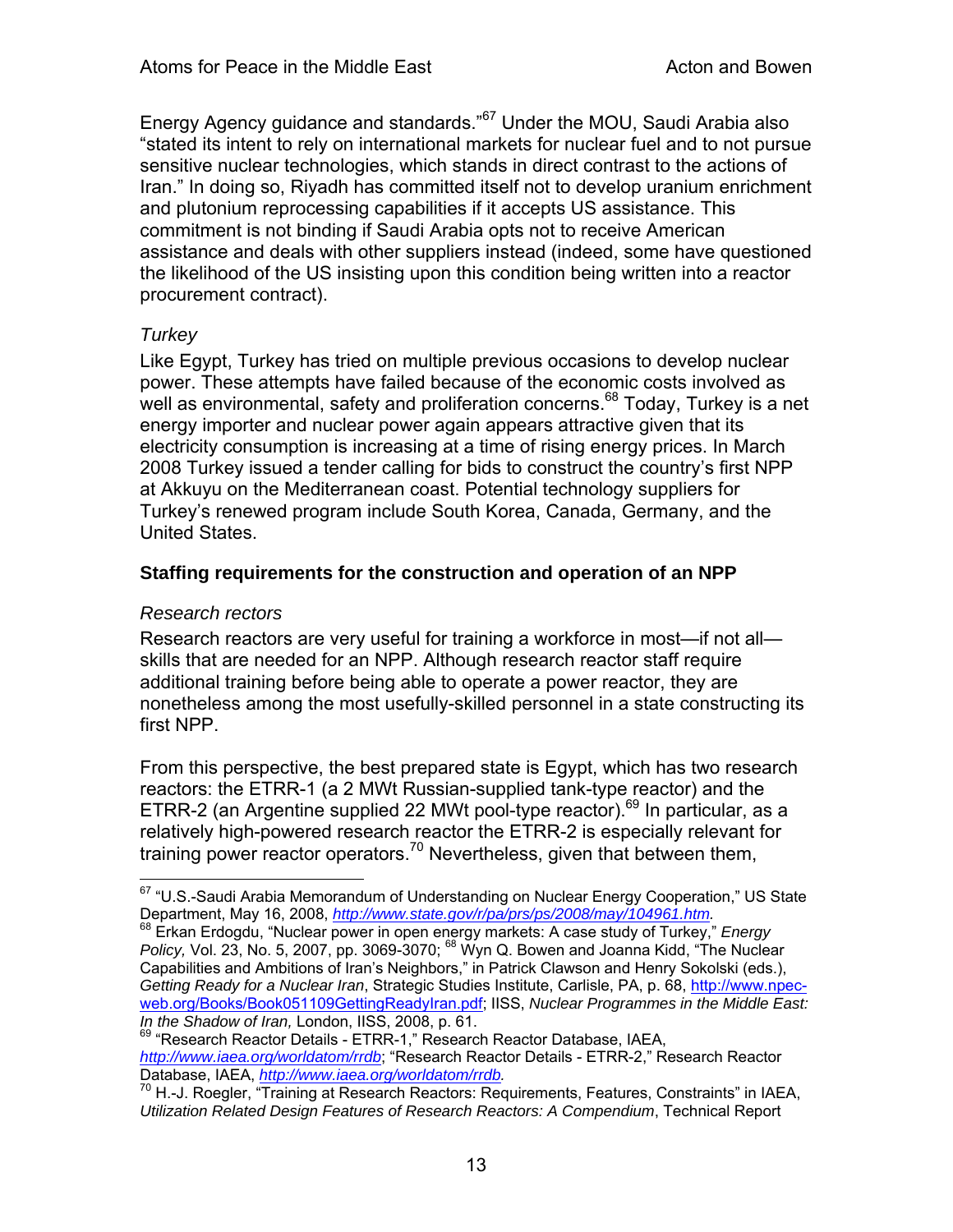Energy Agency guidance and standards."[67] Under the MOU, Saudi Arabia also "stated its intent to rely on international markets for nuclear fuel and to not pursue sensitive nuclear technologies, which stands in direct contrast to the actions of Iran." In doing so, Riyadh has committed itself not to develop uranium enrichment and plutonium reprocessing capabilities if it accepts US assistance. This commitment is not binding if Saudi Arabia opts not to receive American assistance and deals with other suppliers instead (indeed, some have questioned the likelihood of the US insisting upon this condition being written into a reactor procurement contract).

### *Turkey*

Like Egypt, Turkey has tried on multiple previous occasions to develop nuclear power. These attempts have failed because of the economic costs involved as well as environmental, safety and proliferation concerns.[68] Today, Turkey is a net energy importer and nuclear power again appears attractive given that its electricity consumption is increasing at a time of rising energy prices. In March 2008 Turkey issued a tender calling for bids to construct the country's first NPP at Akkuyu on the Mediterranean coast. Potential technology suppliers for Turkey's renewed program include South Korea, Canada, Germany, and the United States.

## **Staffing requirements for the construction and operation of an NPP**

### *Research rectors*

Research reactors are very useful for training a workforce in most—if not all—skills that are needed for an NPP. Although research reactor staff require additional training before being able to operate a power reactor, they are nonetheless among the most usefully-skilled personnel in a state constructing its first NPP.

From this perspective, the best prepared state is Egypt, which has two research reactors: the ETRR-1 (a 2 MWt Russian-supplied tank-type reactor) and the ETRR-2 (an Argentine supplied 22 MWt pool-type reactor).[69] In particular, as a relatively high-powered research reactor the ETRR-2 is especially relevant for training power reactor operators.[70] Nevertheless, given that between them,

---

[67] "U.S.-Saudi Arabia Memorandum of Understanding on Nuclear Energy Cooperation," US State Department, May 16, 2008, *http://www.state.gov/r/pa/prs/ps/2008/may/104961.htm.*

[68] Erkan Erdogdu, "Nuclear power in open energy markets: A case study of Turkey," *Energy Policy,* Vol. 23, No. 5, 2007, pp. 3069-3070; [68] Wyn Q. Bowen and Joanna Kidd, "The Nuclear Capabilities and Ambitions of Iran's Neighbors," in Patrick Clawson and Henry Sokolski (eds.), *Getting Ready for a Nuclear Iran*, Strategic Studies Institute, Carlisle, PA, p. 68, http://www.npec-web.org/Books/Book051109GettingReadyIran.pdf; IISS, *Nuclear Programmes in the Middle East: In the Shadow of Iran,* London, IISS, 2008, p. 61.

[69] "Research Reactor Details - ETRR-1," Research Reactor Database, IAEA, *http://www.iaea.org/worldatom/rrdb*; "Research Reactor Details - ETRR-2," Research Reactor Database, IAEA, *http://www.iaea.org/worldatom/rrdb.*

[70] H.-J. Roegler, "Training at Research Reactors: Requirements, Features, Constraints" in IAEA, *Utilization Related Design Features of Research Reactors: A Compendium*, Technical Report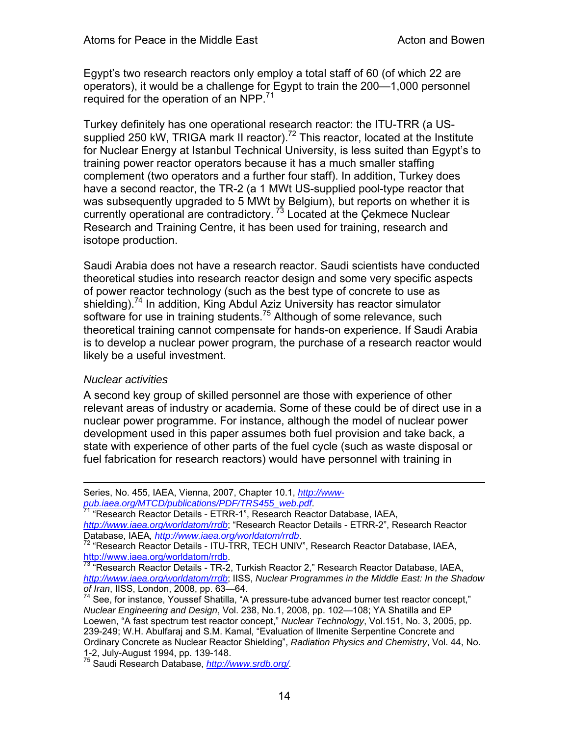Egypt's two research reactors only employ a total staff of 60 (of which 22 are operators), it would be a challenge for Egypt to train the 200—1,000 personnel required for the operation of an NPP.[71]

Turkey definitely has one operational research reactor: the ITU-TRR (a US-supplied 250 kW, TRIGA mark II reactor).[72] This reactor, located at the Institute for Nuclear Energy at Istanbul Technical University, is less suited than Egypt's to training power reactor operators because it has a much smaller staffing complement (two operators and a further four staff). In addition, Turkey does have a second reactor, the TR-2 (a 1 MWt US-supplied pool-type reactor that was subsequently upgraded to 5 MWt by Belgium), but reports on whether it is currently operational are contradictory. [73] Located at the Çekmece Nuclear Research and Training Centre, it has been used for training, research and isotope production.

Saudi Arabia does not have a research reactor. Saudi scientists have conducted theoretical studies into research reactor design and some very specific aspects of power reactor technology (such as the best type of concrete to use as shielding).[74] In addition, King Abdul Aziz University has reactor simulator software for use in training students.[75] Although of some relevance, such theoretical training cannot compensate for hands-on experience. If Saudi Arabia is to develop a nuclear power program, the purchase of a research reactor would likely be a useful investment.

### *Nuclear activities*

A second key group of skilled personnel are those with experience of other relevant areas of industry or academia. Some of these could be of direct use in a nuclear power programme. For instance, although the model of nuclear power development used in this paper assumes both fuel provision and take back, a state with experience of other parts of the fuel cycle (such as waste disposal or fuel fabrication for research reactors) would have personnel with training in

---

Series, No. 455, IAEA, Vienna, 2007, Chapter 10.1, http://www-pub.iaea.org/MTCD/publications/PDF/TRS455_web.pdf.

[71] "Research Reactor Details - ETRR-1", Research Reactor Database, IAEA, http://www.iaea.org/worldatom/rrdb; "Research Reactor Details - ETRR-2", Research Reactor Database, IAEA, http://www.iaea.org/worldatom/rrdb.

[72] "Research Reactor Details - ITU-TRR, TECH UNIV", Research Reactor Database, IAEA, http://www.iaea.org/worldatom/rrdb.

[73] "Research Reactor Details - TR-2, Turkish Reactor 2," Research Reactor Database, IAEA, http://www.iaea.org/worldatom/rrdb; IISS, *Nuclear Programmes in the Middle East: In the Shadow of Iran*, IISS, London, 2008, pp. 63—64.

[74] See, for instance, Youssef Shatilla, "A pressure-tube advanced burner test reactor concept," *Nuclear Engineering and Design*, Vol. 238, No.1, 2008, pp. 102—108; YA Shatilla and EP Loewen, "A fast spectrum test reactor concept," *Nuclear Technology*, Vol.151, No. 3, 2005, pp. 239-249; W.H. Abulfaraj and S.M. Kamal, "Evaluation of Ilmenite Serpentine Concrete and Ordinary Concrete as Nuclear Reactor Shielding", *Radiation Physics and Chemistry*, Vol. 44, No. 1-2, July-August 1994, pp. 139-148.

[75] Saudi Research Database, http://www.srdb.org/.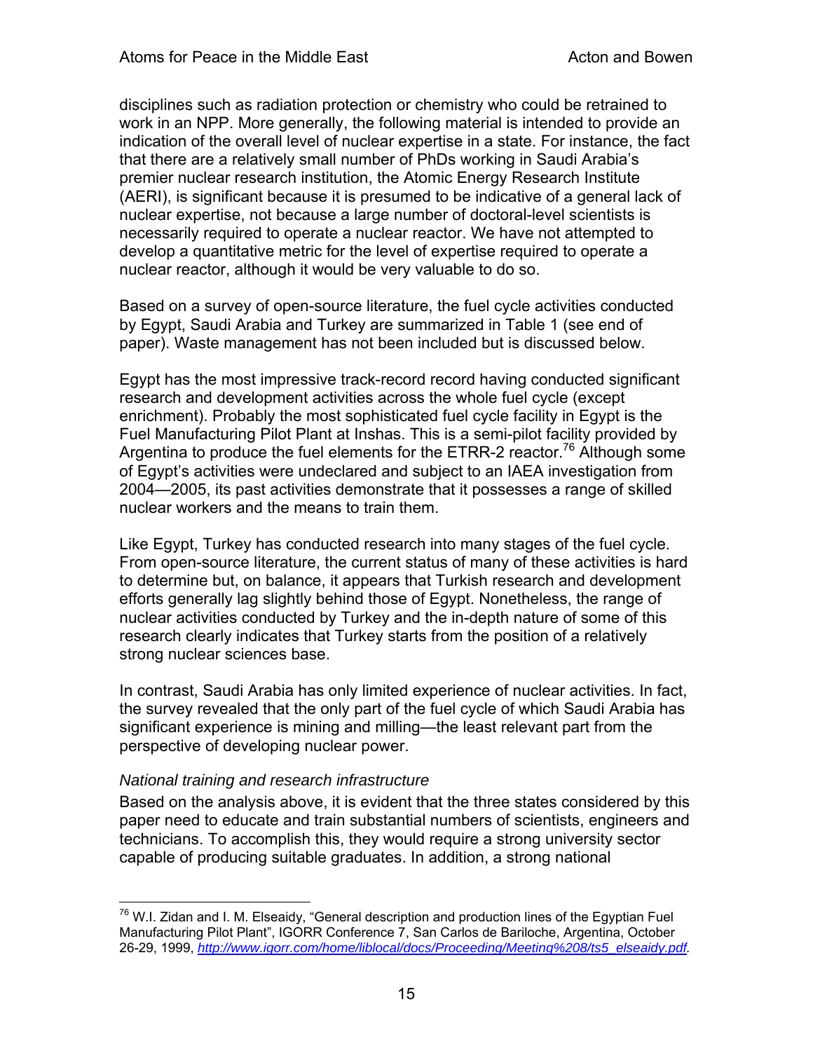disciplines such as radiation protection or chemistry who could be retrained to work in an NPP. More generally, the following material is intended to provide an indication of the overall level of nuclear expertise in a state. For instance, the fact that there are a relatively small number of PhDs working in Saudi Arabia's premier nuclear research institution, the Atomic Energy Research Institute (AERI), is significant because it is presumed to be indicative of a general lack of nuclear expertise, not because a large number of doctoral-level scientists is necessarily required to operate a nuclear reactor. We have not attempted to develop a quantitative metric for the level of expertise required to operate a nuclear reactor, although it would be very valuable to do so.

Based on a survey of open-source literature, the fuel cycle activities conducted by Egypt, Saudi Arabia and Turkey are summarized in Table 1 (see end of paper). Waste management has not been included but is discussed below.

Egypt has the most impressive track-record record having conducted significant research and development activities across the whole fuel cycle (except enrichment). Probably the most sophisticated fuel cycle facility in Egypt is the Fuel Manufacturing Pilot Plant at Inshas. This is a semi-pilot facility provided by Argentina to produce the fuel elements for the ETRR-2 reactor.[76] Although some of Egypt's activities were undeclared and subject to an IAEA investigation from 2004—2005, its past activities demonstrate that it possesses a range of skilled nuclear workers and the means to train them.

Like Egypt, Turkey has conducted research into many stages of the fuel cycle. From open-source literature, the current status of many of these activities is hard to determine but, on balance, it appears that Turkish research and development efforts generally lag slightly behind those of Egypt. Nonetheless, the range of nuclear activities conducted by Turkey and the in-depth nature of some of this research clearly indicates that Turkey starts from the position of a relatively strong nuclear sciences base.

In contrast, Saudi Arabia has only limited experience of nuclear activities. In fact, the survey revealed that the only part of the fuel cycle of which Saudi Arabia has significant experience is mining and milling—the least relevant part from the perspective of developing nuclear power.

*National training and research infrastructure*

Based on the analysis above, it is evident that the three states considered by this paper need to educate and train substantial numbers of scientists, engineers and technicians. To accomplish this, they would require a strong university sector capable of producing suitable graduates. In addition, a strong national

---

[76] W.I. Zidan and I. M. Elseaidy, "General description and production lines of the Egyptian Fuel Manufacturing Pilot Plant", IGORR Conference 7, San Carlos de Bariloche, Argentina, October 26-29, 1999, *http://www.igorr.com/home/liblocal/docs/Proceeding/Meeting%208/ts5_elseaidy.pdf.*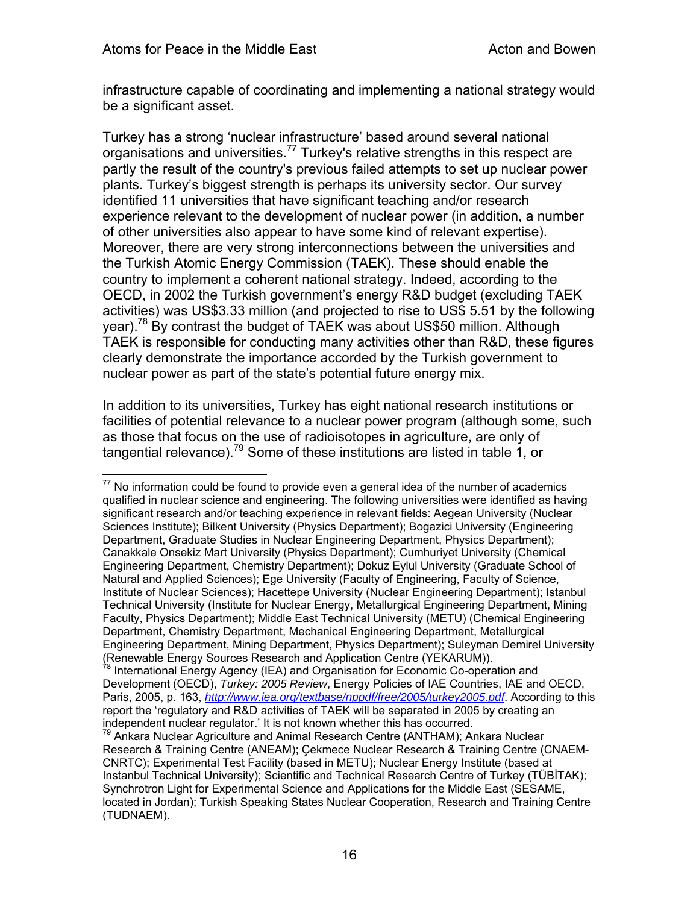infrastructure capable of coordinating and implementing a national strategy would be a significant asset.

Turkey has a strong 'nuclear infrastructure' based around several national organisations and universities.[77] Turkey's relative strengths in this respect are partly the result of the country's previous failed attempts to set up nuclear power plants. Turkey's biggest strength is perhaps its university sector. Our survey identified 11 universities that have significant teaching and/or research experience relevant to the development of nuclear power (in addition, a number of other universities also appear to have some kind of relevant expertise). Moreover, there are very strong interconnections between the universities and the Turkish Atomic Energy Commission (TAEK). These should enable the country to implement a coherent national strategy. Indeed, according to the OECD, in 2002 the Turkish government's energy R&D budget (excluding TAEK activities) was US$3.33 million (and projected to rise to US$ 5.51 by the following year).[78] By contrast the budget of TAEK was about US$50 million. Although TAEK is responsible for conducting many activities other than R&D, these figures clearly demonstrate the importance accorded by the Turkish government to nuclear power as part of the state's potential future energy mix.

In addition to its universities, Turkey has eight national research institutions or facilities of potential relevance to a nuclear power program (although some, such as those that focus on the use of radioisotopes in agriculture, are only of tangential relevance).[79] Some of these institutions are listed in table 1, or

---

[77] No information could be found to provide even a general idea of the number of academics qualified in nuclear science and engineering. The following universities were identified as having significant research and/or teaching experience in relevant fields: Aegean University (Nuclear Sciences Institute); Bilkent University (Physics Department); Bogazici University (Engineering Department, Graduate Studies in Nuclear Engineering Department, Physics Department); Canakkale Onsekiz Mart University (Physics Department); Cumhuriyet University (Chemical Engineering Department, Chemistry Department); Dokuz Eylul University (Graduate School of Natural and Applied Sciences); Ege University (Faculty of Engineering, Faculty of Science, Institute of Nuclear Sciences); Hacettepe University (Nuclear Engineering Department); Istanbul Technical University (Institute for Nuclear Energy, Metallurgical Engineering Department, Mining Faculty, Physics Department); Middle East Technical University (METU) (Chemical Engineering Department, Chemistry Department, Mechanical Engineering Department, Metallurgical Engineering Department, Mining Department, Physics Department); Suleyman Demirel University (Renewable Energy Sources Research and Application Centre (YEKARUM)).

[78] International Energy Agency (IEA) and Organisation for Economic Co-operation and Development (OECD), *Turkey: 2005 Review*, Energy Policies of IAE Countries, IAE and OECD, Paris, 2005, p. 163, http://www.iea.org/textbase/nppdf/free/2005/turkey2005.pdf. According to this report the 'regulatory and R&D activities of TAEK will be separated in 2005 by creating an independent nuclear regulator.' It is not known whether this has occurred.

[79] Ankara Nuclear Agriculture and Animal Research Centre (ANTHAM); Ankara Nuclear Research & Training Centre (ANEAM); Çekmece Nuclear Research & Training Centre (CNAEM-CNRTC); Experimental Test Facility (based in METU); Nuclear Energy Institute (based at Instanbul Technical University); Scientific and Technical Research Centre of Turkey (TÜBİTAK); Synchrotron Light for Experimental Science and Applications for the Middle East (SESAME, located in Jordan); Turkish Speaking States Nuclear Cooperation, Research and Training Centre (TUDNAEM).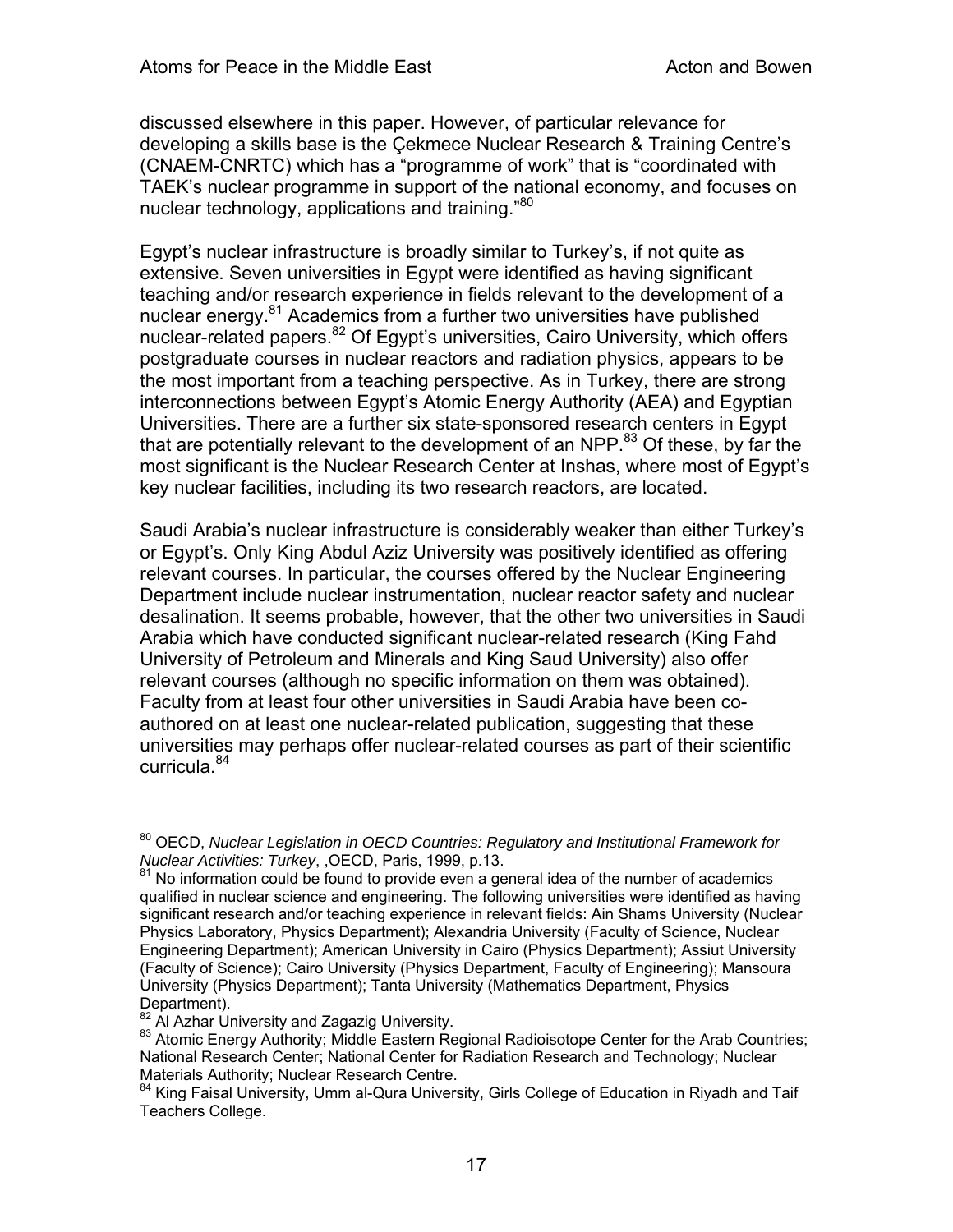discussed elsewhere in this paper. However, of particular relevance for developing a skills base is the Çekmece Nuclear Research & Training Centre's (CNAEM-CNRTC) which has a "programme of work" that is "coordinated with TAEK's nuclear programme in support of the national economy, and focuses on nuclear technology, applications and training."[80]

Egypt's nuclear infrastructure is broadly similar to Turkey's, if not quite as extensive. Seven universities in Egypt were identified as having significant teaching and/or research experience in fields relevant to the development of a nuclear energy.[81] Academics from a further two universities have published nuclear-related papers.[82] Of Egypt's universities, Cairo University, which offers postgraduate courses in nuclear reactors and radiation physics, appears to be the most important from a teaching perspective. As in Turkey, there are strong interconnections between Egypt's Atomic Energy Authority (AEA) and Egyptian Universities. There are a further six state-sponsored research centers in Egypt that are potentially relevant to the development of an NPP.[83] Of these, by far the most significant is the Nuclear Research Center at Inshas, where most of Egypt's key nuclear facilities, including its two research reactors, are located.

Saudi Arabia's nuclear infrastructure is considerably weaker than either Turkey's or Egypt's. Only King Abdul Aziz University was positively identified as offering relevant courses. In particular, the courses offered by the Nuclear Engineering Department include nuclear instrumentation, nuclear reactor safety and nuclear desalination. It seems probable, however, that the other two universities in Saudi Arabia which have conducted significant nuclear-related research (King Fahd University of Petroleum and Minerals and King Saud University) also offer relevant courses (although no specific information on them was obtained). Faculty from at least four other universities in Saudi Arabia have been co-authored on at least one nuclear-related publication, suggesting that these universities may perhaps offer nuclear-related courses as part of their scientific curricula.[84]

---

[80] OECD, *Nuclear Legislation in OECD Countries: Regulatory and Institutional Framework for Nuclear Activities: Turkey*, ,OECD, Paris, 1999, p.13.

[81] No information could be found to provide even a general idea of the number of academics qualified in nuclear science and engineering. The following universities were identified as having significant research and/or teaching experience in relevant fields: Ain Shams University (Nuclear Physics Laboratory, Physics Department); Alexandria University (Faculty of Science, Nuclear Engineering Department); American University in Cairo (Physics Department); Assiut University (Faculty of Science); Cairo University (Physics Department, Faculty of Engineering); Mansoura University (Physics Department); Tanta University (Mathematics Department, Physics Department).

[82] Al Azhar University and Zagazig University.

[83] Atomic Energy Authority; Middle Eastern Regional Radioisotope Center for the Arab Countries; National Research Center; National Center for Radiation Research and Technology; Nuclear Materials Authority; Nuclear Research Centre.

[84] King Faisal University, Umm al-Qura University, Girls College of Education in Riyadh and Taif Teachers College.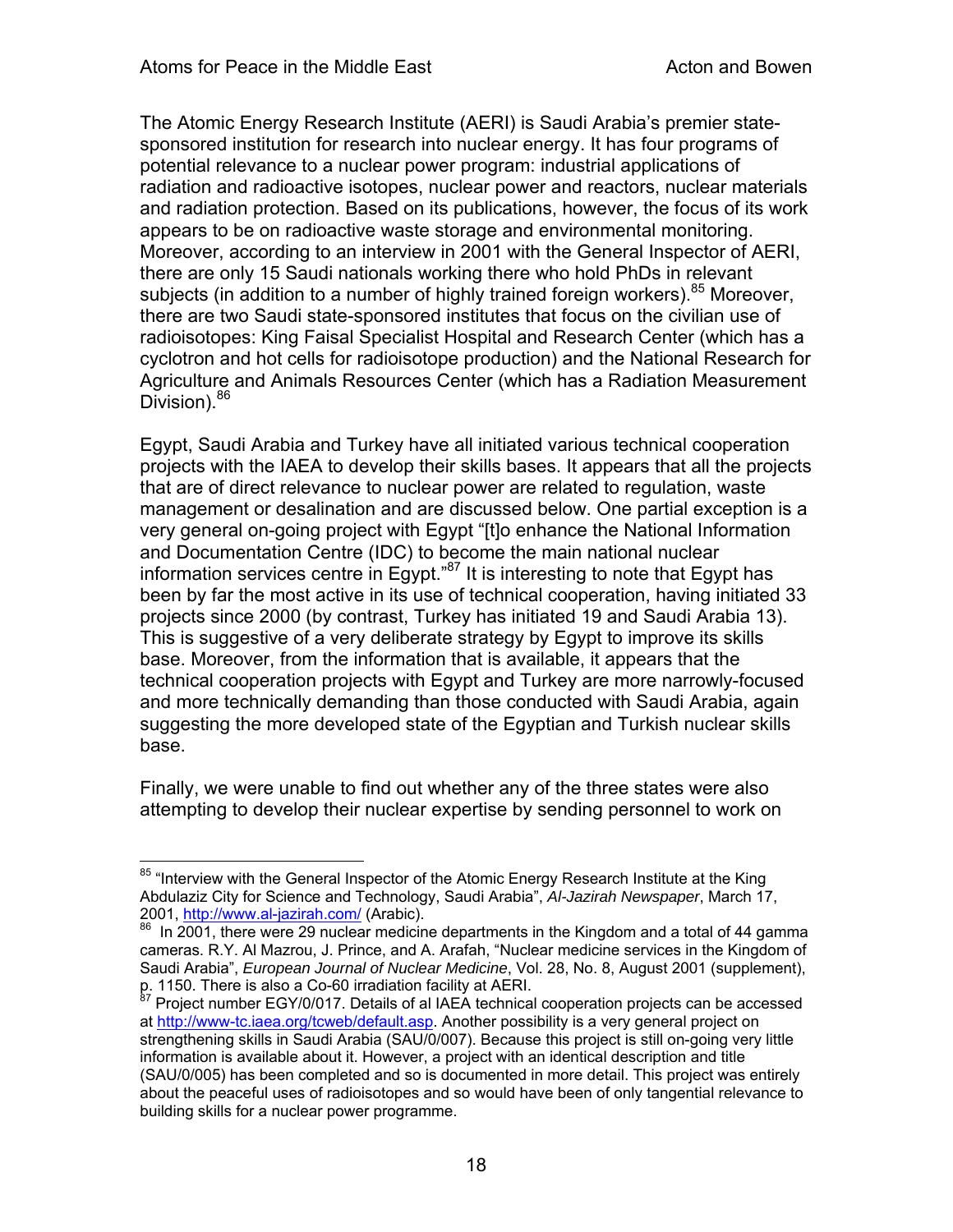The Atomic Energy Research Institute (AERI) is Saudi Arabia's premier state-sponsored institution for research into nuclear energy. It has four programs of potential relevance to a nuclear power program: industrial applications of radiation and radioactive isotopes, nuclear power and reactors, nuclear materials and radiation protection. Based on its publications, however, the focus of its work appears to be on radioactive waste storage and environmental monitoring. Moreover, according to an interview in 2001 with the General Inspector of AERI, there are only 15 Saudi nationals working there who hold PhDs in relevant subjects (in addition to a number of highly trained foreign workers).[85] Moreover, there are two Saudi state-sponsored institutes that focus on the civilian use of radioisotopes: King Faisal Specialist Hospital and Research Center (which has a cyclotron and hot cells for radioisotope production) and the National Research for Agriculture and Animals Resources Center (which has a Radiation Measurement Division).[86]

Egypt, Saudi Arabia and Turkey have all initiated various technical cooperation projects with the IAEA to develop their skills bases. It appears that all the projects that are of direct relevance to nuclear power are related to regulation, waste management or desalination and are discussed below. One partial exception is a very general on-going project with Egypt "[t]o enhance the National Information and Documentation Centre (IDC) to become the main national nuclear information services centre in Egypt."[87] It is interesting to note that Egypt has been by far the most active in its use of technical cooperation, having initiated 33 projects since 2000 (by contrast, Turkey has initiated 19 and Saudi Arabia 13). This is suggestive of a very deliberate strategy by Egypt to improve its skills base. Moreover, from the information that is available, it appears that the technical cooperation projects with Egypt and Turkey are more narrowly-focused and more technically demanding than those conducted with Saudi Arabia, again suggesting the more developed state of the Egyptian and Turkish nuclear skills base.

Finally, we were unable to find out whether any of the three states were also attempting to develop their nuclear expertise by sending personnel to work on

---

[85] "Interview with the General Inspector of the Atomic Energy Research Institute at the King Abdulaziz City for Science and Technology, Saudi Arabia", *Al-Jazirah Newspaper*, March 17, 2001, http://www.al-jazirah.com/ (Arabic).

[86] In 2001, there were 29 nuclear medicine departments in the Kingdom and a total of 44 gamma cameras. R.Y. Al Mazrou, J. Prince, and A. Arafah, "Nuclear medicine services in the Kingdom of Saudi Arabia", *European Journal of Nuclear Medicine*, Vol. 28, No. 8, August 2001 (supplement), p. 1150. There is also a Co-60 irradiation facility at AERI.

[87] Project number EGY/0/017. Details of al IAEA technical cooperation projects can be accessed at http://www-tc.iaea.org/tcweb/default.asp. Another possibility is a very general project on strengthening skills in Saudi Arabia (SAU/0/007). Because this project is still on-going very little information is available about it. However, a project with an identical description and title (SAU/0/005) has been completed and so is documented in more detail. This project was entirely about the peaceful uses of radioisotopes and so would have been of only tangential relevance to building skills for a nuclear power programme.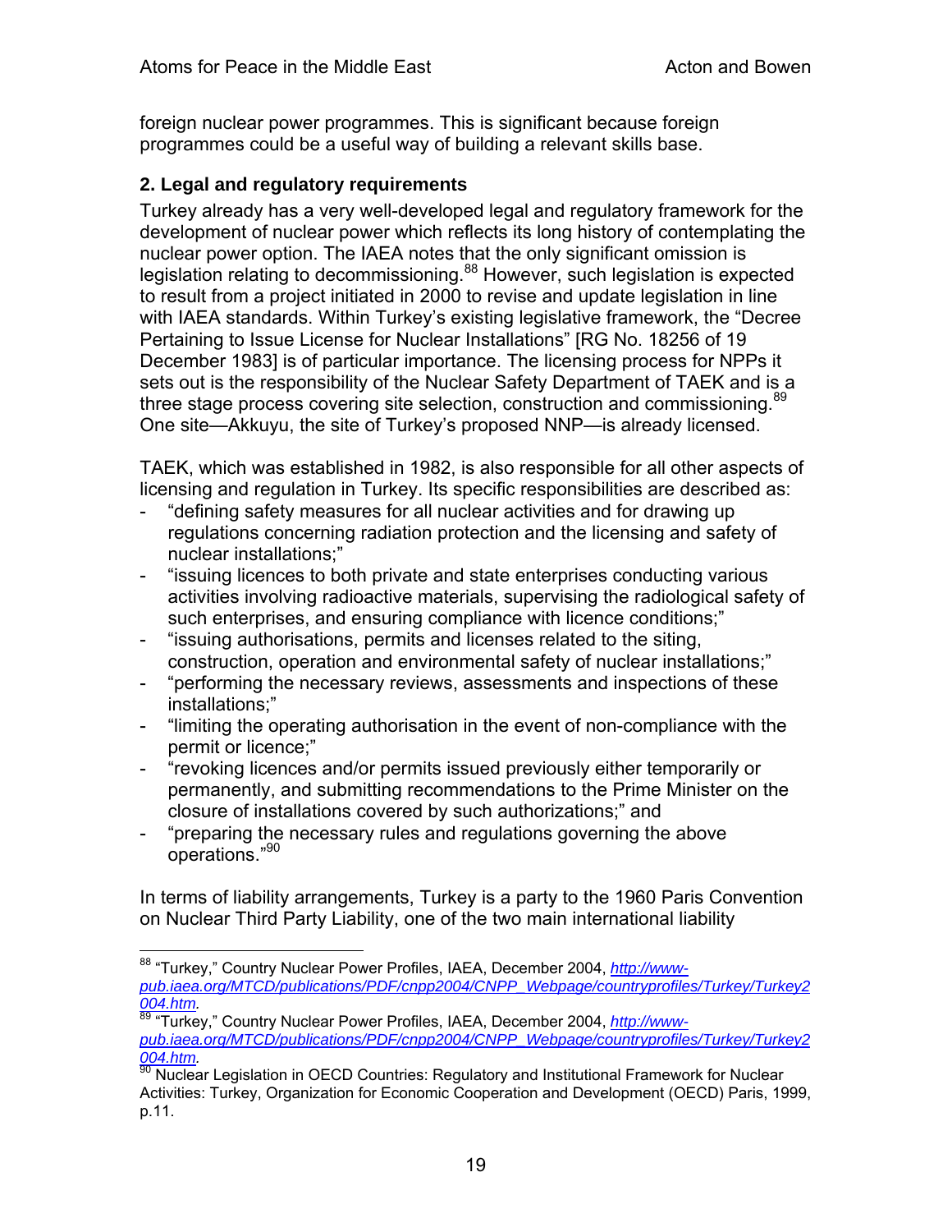foreign nuclear power programmes. This is significant because foreign programmes could be a useful way of building a relevant skills base.

### 2. Legal and regulatory requirements

Turkey already has a very well-developed legal and regulatory framework for the development of nuclear power which reflects its long history of contemplating the nuclear power option. The IAEA notes that the only significant omission is legislation relating to decommissioning.[88] However, such legislation is expected to result from a project initiated in 2000 to revise and update legislation in line with IAEA standards. Within Turkey's existing legislative framework, the "Decree Pertaining to Issue License for Nuclear Installations" [RG No. 18256 of 19 December 1983] is of particular importance. The licensing process for NPPs it sets out is the responsibility of the Nuclear Safety Department of TAEK and is a three stage process covering site selection, construction and commissioning.[89] One site—Akkuyu, the site of Turkey's proposed NNP—is already licensed.

TAEK, which was established in 1982, is also responsible for all other aspects of licensing and regulation in Turkey. Its specific responsibilities are described as:

- "defining safety measures for all nuclear activities and for drawing up regulations concerning radiation protection and the licensing and safety of nuclear installations;"
- "issuing licences to both private and state enterprises conducting various activities involving radioactive materials, supervising the radiological safety of such enterprises, and ensuring compliance with licence conditions;"
- "issuing authorisations, permits and licenses related to the siting, construction, operation and environmental safety of nuclear installations;"
- "performing the necessary reviews, assessments and inspections of these installations;"
- "limiting the operating authorisation in the event of non-compliance with the permit or licence;"
- "revoking licences and/or permits issued previously either temporarily or permanently, and submitting recommendations to the Prime Minister on the closure of installations covered by such authorizations;" and
- "preparing the necessary rules and regulations governing the above operations."[90]

In terms of liability arrangements, Turkey is a party to the 1960 Paris Convention on Nuclear Third Party Liability, one of the two main international liability

---

[88] "Turkey," Country Nuclear Power Profiles, IAEA, December 2004, *http://www-pub.iaea.org/MTCD/publications/PDF/cnpp2004/CNPP_Webpage/countryprofiles/Turkey/Turkey2004.htm.*

[89] "Turkey," Country Nuclear Power Profiles, IAEA, December 2004, *http://www-pub.iaea.org/MTCD/publications/PDF/cnpp2004/CNPP_Webpage/countryprofiles/Turkey/Turkey2004.htm.*

[90] Nuclear Legislation in OECD Countries: Regulatory and Institutional Framework for Nuclear Activities: Turkey, Organization for Economic Cooperation and Development (OECD) Paris, 1999, p.11.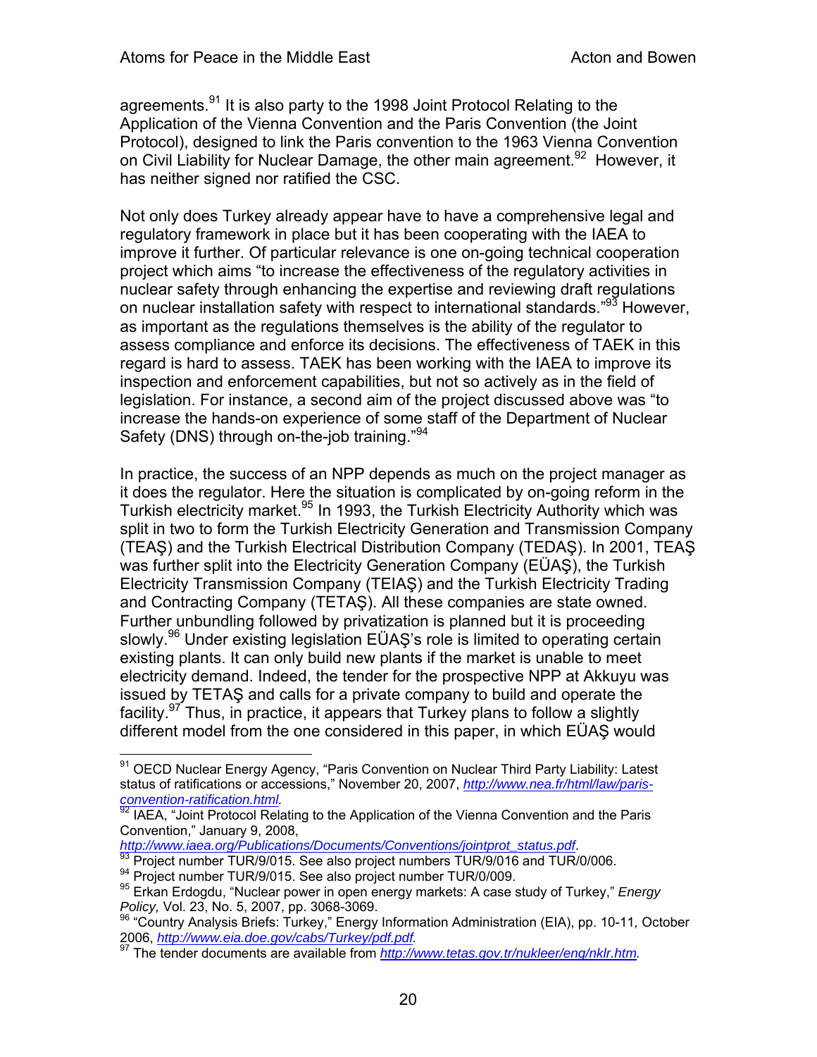agreements.[91] It is also party to the 1998 Joint Protocol Relating to the Application of the Vienna Convention and the Paris Convention (the Joint Protocol), designed to link the Paris convention to the 1963 Vienna Convention on Civil Liability for Nuclear Damage, the other main agreement.[92] However, it has neither signed nor ratified the CSC.

Not only does Turkey already appear have to have a comprehensive legal and regulatory framework in place but it has been cooperating with the IAEA to improve it further. Of particular relevance is one on-going technical cooperation project which aims "to increase the effectiveness of the regulatory activities in nuclear safety through enhancing the expertise and reviewing draft regulations on nuclear installation safety with respect to international standards."[93] However, as important as the regulations themselves is the ability of the regulator to assess compliance and enforce its decisions. The effectiveness of TAEK in this regard is hard to assess. TAEK has been working with the IAEA to improve its inspection and enforcement capabilities, but not so actively as in the field of legislation. For instance, a second aim of the project discussed above was "to increase the hands-on experience of some staff of the Department of Nuclear Safety (DNS) through on-the-job training."[94]

In practice, the success of an NPP depends as much on the project manager as it does the regulator. Here the situation is complicated by on-going reform in the Turkish electricity market.[95] In 1993, the Turkish Electricity Authority which was split in two to form the Turkish Electricity Generation and Transmission Company (TEAŞ) and the Turkish Electrical Distribution Company (TEDAŞ). In 2001, TEAŞ was further split into the Electricity Generation Company (EÜAŞ), the Turkish Electricity Transmission Company (TEIAŞ) and the Turkish Electricity Trading and Contracting Company (TETAŞ). All these companies are state owned. Further unbundling followed by privatization is planned but it is proceeding slowly.[96] Under existing legislation EÜAŞ's role is limited to operating certain existing plants. It can only build new plants if the market is unable to meet electricity demand. Indeed, the tender for the prospective NPP at Akkuyu was issued by TETAŞ and calls for a private company to build and operate the facility.[97] Thus, in practice, it appears that Turkey plans to follow a slightly different model from the one considered in this paper, in which EÜAŞ would

---

[91] OECD Nuclear Energy Agency, "Paris Convention on Nuclear Third Party Liability: Latest status of ratifications or accessions," November 20, 2007, *http://www.nea.fr/html/law/paris-convention-ratification.html.*

[92] IAEA, "Joint Protocol Relating to the Application of the Vienna Convention and the Paris Convention," January 9, 2008, *http://www.iaea.org/Publications/Documents/Conventions/jointprot_status.pdf*.

[93] Project number TUR/9/015. See also project numbers TUR/9/016 and TUR/0/006.

[94] Project number TUR/9/015. See also project number TUR/0/009.

[95] Erkan Erdogdu, "Nuclear power in open energy markets: A case study of Turkey," *Energy Policy,* Vol. 23, No. 5, 2007, pp. 3068-3069.

[96] "Country Analysis Briefs: Turkey," Energy Information Administration (EIA), pp. 10-11, October 2006, *http://www.eia.doe.gov/cabs/Turkey/pdf.pdf.*

[97] The tender documents are available from *http://www.tetas.gov.tr/nukleer/eng/nklr.htm.*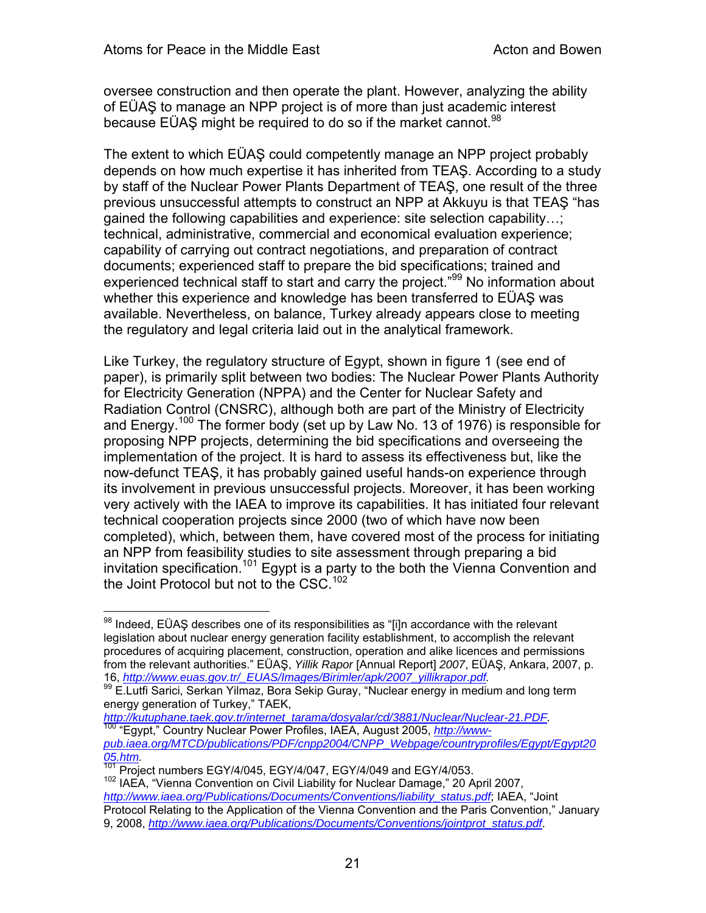oversee construction and then operate the plant. However, analyzing the ability of EÜAŞ to manage an NPP project is of more than just academic interest because EÜAŞ might be required to do so if the market cannot.[98]

The extent to which EÜAŞ could competently manage an NPP project probably depends on how much expertise it has inherited from TEAŞ. According to a study by staff of the Nuclear Power Plants Department of TEAŞ, one result of the three previous unsuccessful attempts to construct an NPP at Akkuyu is that TEAŞ "has gained the following capabilities and experience: site selection capability…; technical, administrative, commercial and economical evaluation experience; capability of carrying out contract negotiations, and preparation of contract documents; experienced staff to prepare the bid specifications; trained and experienced technical staff to start and carry the project."[99] No information about whether this experience and knowledge has been transferred to EÜAŞ was available. Nevertheless, on balance, Turkey already appears close to meeting the regulatory and legal criteria laid out in the analytical framework.

Like Turkey, the regulatory structure of Egypt, shown in figure 1 (see end of paper), is primarily split between two bodies: The Nuclear Power Plants Authority for Electricity Generation (NPPA) and the Center for Nuclear Safety and Radiation Control (CNSRC), although both are part of the Ministry of Electricity and Energy.[100] The former body (set up by Law No. 13 of 1976) is responsible for proposing NPP projects, determining the bid specifications and overseeing the implementation of the project. It is hard to assess its effectiveness but, like the now-defunct TEAŞ, it has probably gained useful hands-on experience through its involvement in previous unsuccessful projects. Moreover, it has been working very actively with the IAEA to improve its capabilities. It has initiated four relevant technical cooperation projects since 2000 (two of which have now been completed), which, between them, have covered most of the process for initiating an NPP from feasibility studies to site assessment through preparing a bid invitation specification.[101] Egypt is a party to the both the Vienna Convention and the Joint Protocol but not to the CSC.[102]

---

[98] Indeed, EÜAŞ describes one of its responsibilities as "[i]n accordance with the relevant legislation about nuclear energy generation facility establishment, to accomplish the relevant procedures of acquiring placement, construction, operation and alike licences and permissions from the relevant authorities." EÜAŞ, *Yillik Rapor* [Annual Report] *2007*, EÜAŞ, Ankara, 2007, p. 16, *http://www.euas.gov.tr/_EUAS/Images/Birimler/apk/2007_yillikrapor.pdf.*

[99] E.Lutfi Sarici, Serkan Yilmaz, Bora Sekip Guray, "Nuclear energy in medium and long term energy generation of Turkey," TAEK, *http://kutuphane.taek.gov.tr/internet_tarama/dosyalar/cd/3881/Nuclear/Nuclear-21.PDF.*

[100] "Egypt," Country Nuclear Power Profiles, IAEA, August 2005, *http://www-pub.iaea.org/MTCD/publications/PDF/cnpp2004/CNPP_Webpage/countryprofiles/Egypt/Egypt2005.htm.*

[101] Project numbers EGY/4/045, EGY/4/047, EGY/4/049 and EGY/4/053.

[102] IAEA, "Vienna Convention on Civil Liability for Nuclear Damage," 20 April 2007, *http://www.iaea.org/Publications/Documents/Conventions/liability_status.pdf*; IAEA, "Joint Protocol Relating to the Application of the Vienna Convention and the Paris Convention," January 9, 2008, *http://www.iaea.org/Publications/Documents/Conventions/jointprot_status.pdf*.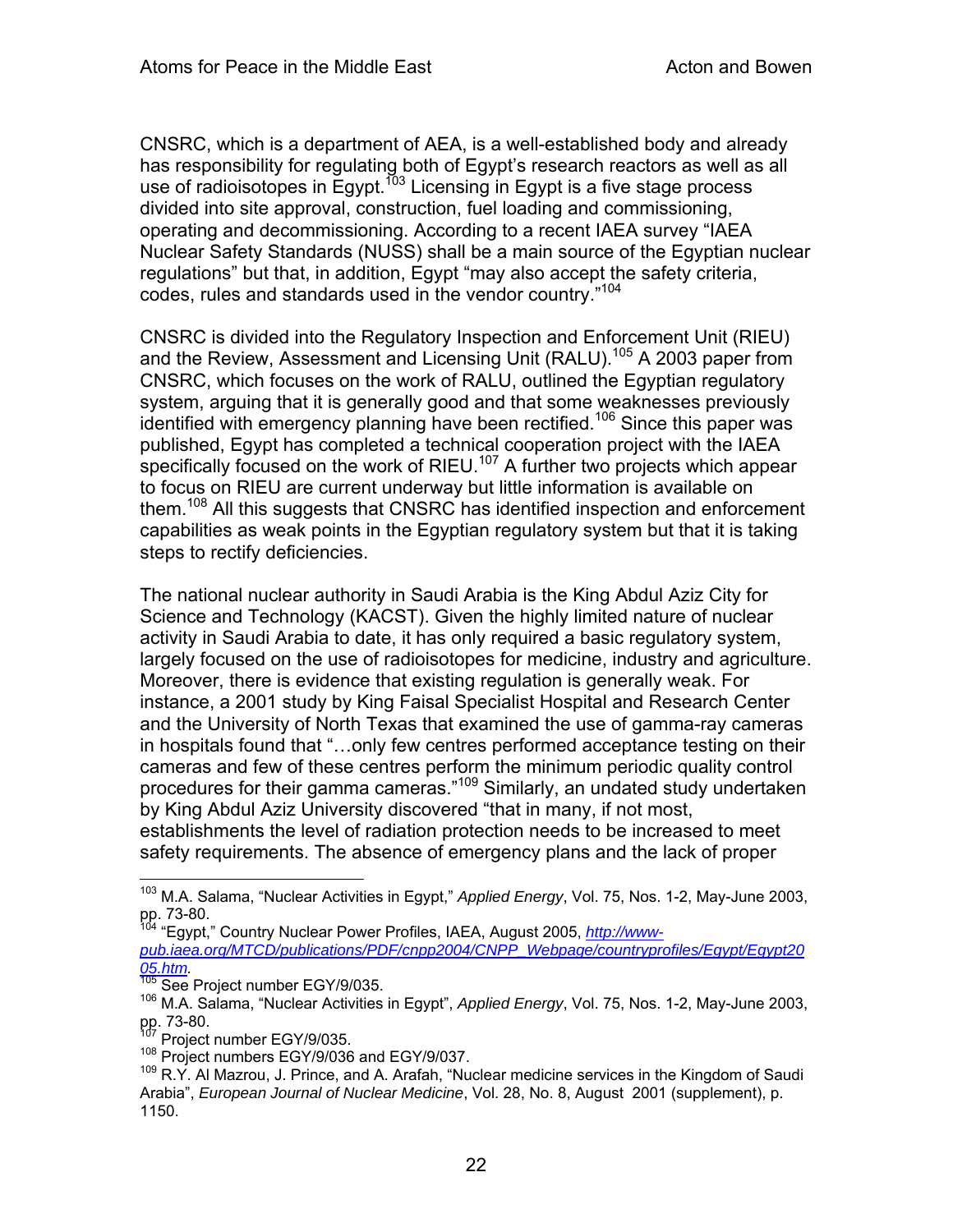CNSRC, which is a department of AEA, is a well-established body and already has responsibility for regulating both of Egypt's research reactors as well as all use of radioisotopes in Egypt.[103] Licensing in Egypt is a five stage process divided into site approval, construction, fuel loading and commissioning, operating and decommissioning. According to a recent IAEA survey "IAEA Nuclear Safety Standards (NUSS) shall be a main source of the Egyptian nuclear regulations" but that, in addition, Egypt "may also accept the safety criteria, codes, rules and standards used in the vendor country."[104]

CNSRC is divided into the Regulatory Inspection and Enforcement Unit (RIEU) and the Review, Assessment and Licensing Unit (RALU).[105] A 2003 paper from CNSRC, which focuses on the work of RALU, outlined the Egyptian regulatory system, arguing that it is generally good and that some weaknesses previously identified with emergency planning have been rectified.[106] Since this paper was published, Egypt has completed a technical cooperation project with the IAEA specifically focused on the work of RIEU.[107] A further two projects which appear to focus on RIEU are current underway but little information is available on them.[108] All this suggests that CNSRC has identified inspection and enforcement capabilities as weak points in the Egyptian regulatory system but that it is taking steps to rectify deficiencies.

The national nuclear authority in Saudi Arabia is the King Abdul Aziz City for Science and Technology (KACST). Given the highly limited nature of nuclear activity in Saudi Arabia to date, it has only required a basic regulatory system, largely focused on the use of radioisotopes for medicine, industry and agriculture. Moreover, there is evidence that existing regulation is generally weak. For instance, a 2001 study by King Faisal Specialist Hospital and Research Center and the University of North Texas that examined the use of gamma-ray cameras in hospitals found that "…only few centres performed acceptance testing on their cameras and few of these centres perform the minimum periodic quality control procedures for their gamma cameras."[109] Similarly, an undated study undertaken by King Abdul Aziz University discovered "that in many, if not most, establishments the level of radiation protection needs to be increased to meet safety requirements. The absence of emergency plans and the lack of proper

---

[103] M.A. Salama, "Nuclear Activities in Egypt," *Applied Energy*, Vol. 75, Nos. 1-2, May-June 2003, pp. 73-80.

[104] "Egypt," Country Nuclear Power Profiles, IAEA, August 2005, *http://www-pub.iaea.org/MTCD/publications/PDF/cnpp2004/CNPP_Webpage/countryprofiles/Egypt/Egypt2005.htm*.

[105] See Project number EGY/9/035.

[106] M.A. Salama, "Nuclear Activities in Egypt", *Applied Energy*, Vol. 75, Nos. 1-2, May-June 2003, pp. 73-80.

[107] Project number EGY/9/035.

[108] Project numbers EGY/9/036 and EGY/9/037.

[109] R.Y. Al Mazrou, J. Prince, and A. Arafah, "Nuclear medicine services in the Kingdom of Saudi Arabia", *European Journal of Nuclear Medicine*, Vol. 28, No. 8, August 2001 (supplement), p. 1150.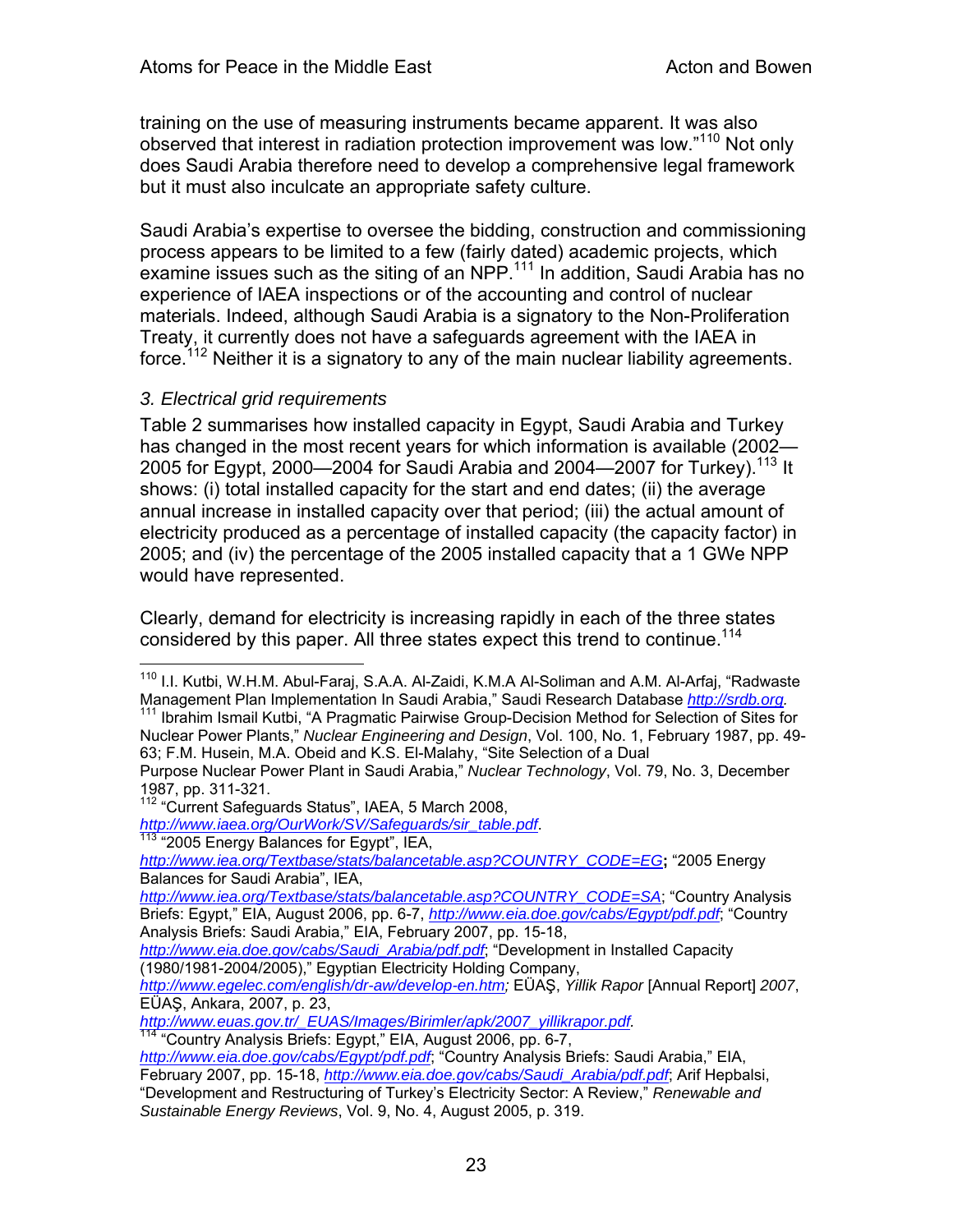training on the use of measuring instruments became apparent. It was also observed that interest in radiation protection improvement was low."[110] Not only does Saudi Arabia therefore need to develop a comprehensive legal framework but it must also inculcate an appropriate safety culture.

Saudi Arabia's expertise to oversee the bidding, construction and commissioning process appears to be limited to a few (fairly dated) academic projects, which examine issues such as the siting of an NPP.[111] In addition, Saudi Arabia has no experience of IAEA inspections or of the accounting and control of nuclear materials. Indeed, although Saudi Arabia is a signatory to the Non-Proliferation Treaty, it currently does not have a safeguards agreement with the IAEA in force.[112] Neither it is a signatory to any of the main nuclear liability agreements.

### *3. Electrical grid requirements*

Table 2 summarises how installed capacity in Egypt, Saudi Arabia and Turkey has changed in the most recent years for which information is available (2002—2005 for Egypt, 2000—2004 for Saudi Arabia and 2004—2007 for Turkey).[113] It shows: (i) total installed capacity for the start and end dates; (ii) the average annual increase in installed capacity over that period; (iii) the actual amount of electricity produced as a percentage of installed capacity (the capacity factor) in 2005; and (iv) the percentage of the 2005 installed capacity that a 1 GWe NPP would have represented.

Clearly, demand for electricity is increasing rapidly in each of the three states considered by this paper. All three states expect this trend to continue.[114]

---

[110] I.I. Kutbi, W.H.M. Abul-Faraj, S.A.A. Al-Zaidi, K.M.A Al-Soliman and A.M. Al-Arfaj, "Radwaste Management Plan Implementation In Saudi Arabia," Saudi Research Database http://srdb.org.

[111] Ibrahim Ismail Kutbi, "A Pragmatic Pairwise Group-Decision Method for Selection of Sites for Nuclear Power Plants," *Nuclear Engineering and Design*, Vol. 100, No. 1, February 1987, pp. 49-63; F.M. Husein, M.A. Obeid and K.S. El-Malahy, "Site Selection of a Dual Purpose Nuclear Power Plant in Saudi Arabia," *Nuclear Technology*, Vol. 79, No. 3, December 1987, pp. 311-321.

[112] "Current Safeguards Status", IAEA, 5 March 2008, http://www.iaea.org/OurWork/SV/Safeguards/sir_table.pdf.

[113] "2005 Energy Balances for Egypt", IEA, http://www.iea.org/Textbase/stats/balancetable.asp?COUNTRY_CODE=EG; "2005 Energy Balances for Saudi Arabia", IEA, http://www.iea.org/Textbase/stats/balancetable.asp?COUNTRY_CODE=SA; "Country Analysis Briefs: Egypt," EIA, August 2006, pp. 6-7, http://www.eia.doe.gov/cabs/Egypt/pdf.pdf; "Country Analysis Briefs: Saudi Arabia," EIA, February 2007, pp. 15-18, http://www.eia.doe.gov/cabs/Saudi_Arabia/pdf.pdf; "Development in Installed Capacity (1980/1981-2004/2005)," Egyptian Electricity Holding Company, http://www.egelec.com/english/dr-aw/develop-en.htm; EÜAŞ, *Yillik Rapor* [Annual Report] *2007*, EÜAŞ, Ankara, 2007, p. 23, http://www.euas.gov.tr/_EUAS/Images/Birimler/apk/2007_yillikrapor.pdf.

[114] "Country Analysis Briefs: Egypt," EIA, August 2006, pp. 6-7, http://www.eia.doe.gov/cabs/Egypt/pdf.pdf; "Country Analysis Briefs: Saudi Arabia," EIA, February 2007, pp. 15-18, http://www.eia.doe.gov/cabs/Saudi_Arabia/pdf.pdf; Arif Hepbalsi, "Development and Restructuring of Turkey's Electricity Sector: A Review," *Renewable and Sustainable Energy Reviews*, Vol. 9, No. 4, August 2005, p. 319.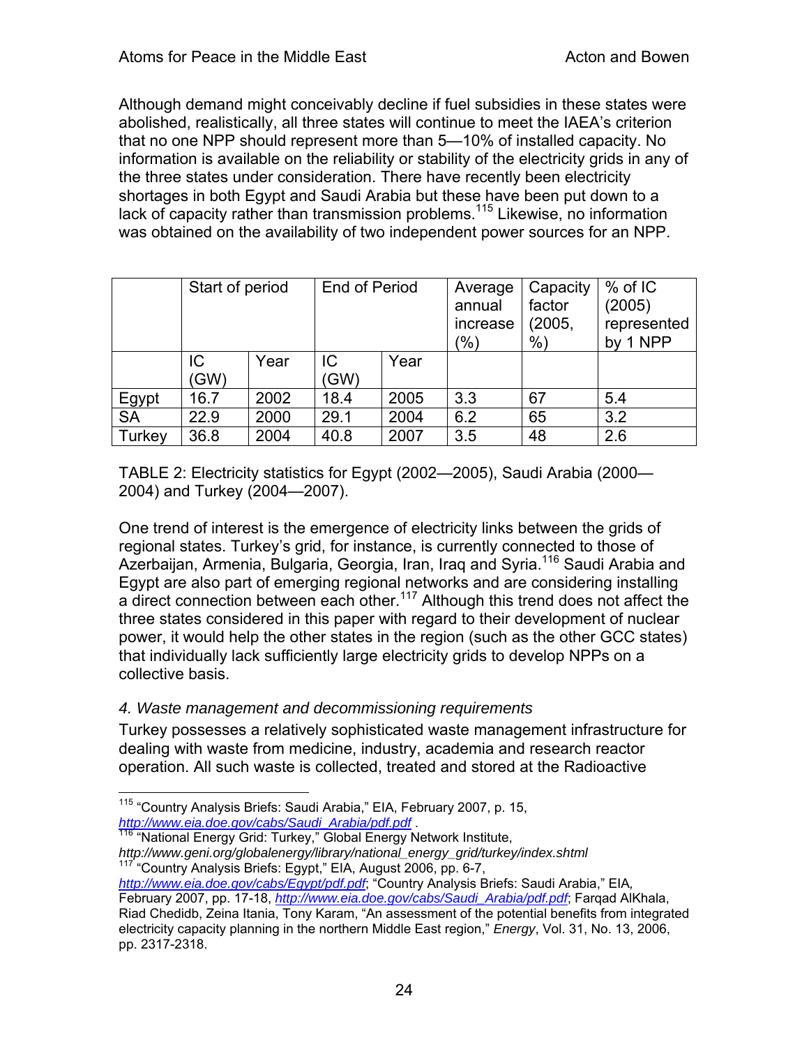Although demand might conceivably decline if fuel subsidies in these states were abolished, realistically, all three states will continue to meet the IAEA's criterion that no one NPP should represent more than 5—10% of installed capacity. No information is available on the reliability or stability of the electricity grids in any of the three states under consideration. There have recently been electricity shortages in both Egypt and Saudi Arabia but these have been put down to a lack of capacity rather than transmission problems.[115] Likewise, no information was obtained on the availability of two independent power sources for an NPP.

| | Start of period | | End of Period | | Average annual increase (%) | Capacity factor (2005, %) | % of IC (2005) represented by 1 NPP |
|---|---|---|---|---|---|---|---|
| | IC (GW) | Year | IC (GW) | Year | | | |
| Egypt | 16.7 | 2002 | 18.4 | 2005 | 3.3 | 67 | 5.4 |
| SA | 22.9 | 2000 | 29.1 | 2004 | 6.2 | 65 | 3.2 |
| Turkey | 36.8 | 2004 | 40.8 | 2007 | 3.5 | 48 | 2.6 |

TABLE 2: Electricity statistics for Egypt (2002—2005), Saudi Arabia (2000—2004) and Turkey (2004—2007).

One trend of interest is the emergence of electricity links between the grids of regional states. Turkey's grid, for instance, is currently connected to those of Azerbaijan, Armenia, Bulgaria, Georgia, Iran, Iraq and Syria.[116] Saudi Arabia and Egypt are also part of emerging regional networks and are considering installing a direct connection between each other.[117] Although this trend does not affect the three states considered in this paper with regard to their development of nuclear power, it would help the other states in the region (such as the other GCC states) that individually lack sufficiently large electricity grids to develop NPPs on a collective basis.

*4. Waste management and decommissioning requirements*

Turkey possesses a relatively sophisticated waste management infrastructure for dealing with waste from medicine, industry, academia and research reactor operation. All such waste is collected, treated and stored at the Radioactive

---

[115] "Country Analysis Briefs: Saudi Arabia," EIA, February 2007, p. 15, http://www.eia.doe.gov/cabs/Saudi_Arabia/pdf.pdf .

[116] "National Energy Grid: Turkey," Global Energy Network Institute, *http://www.geni.org/globalenergy/library/national_energy_grid/turkey/index.shtml*

[117] "Country Analysis Briefs: Egypt," EIA, August 2006, pp. 6-7, http://www.eia.doe.gov/cabs/Egypt/pdf.pdf; "Country Analysis Briefs: Saudi Arabia," EIA, February 2007, pp. 17-18, http://www.eia.doe.gov/cabs/Saudi_Arabia/pdf.pdf; Farqad AlKhala, Riad Chedidb, Zeina Itania, Tony Karam, "An assessment of the potential benefits from integrated electricity capacity planning in the northern Middle East region," *Energy*, Vol. 31, No. 13, 2006, pp. 2317-2318.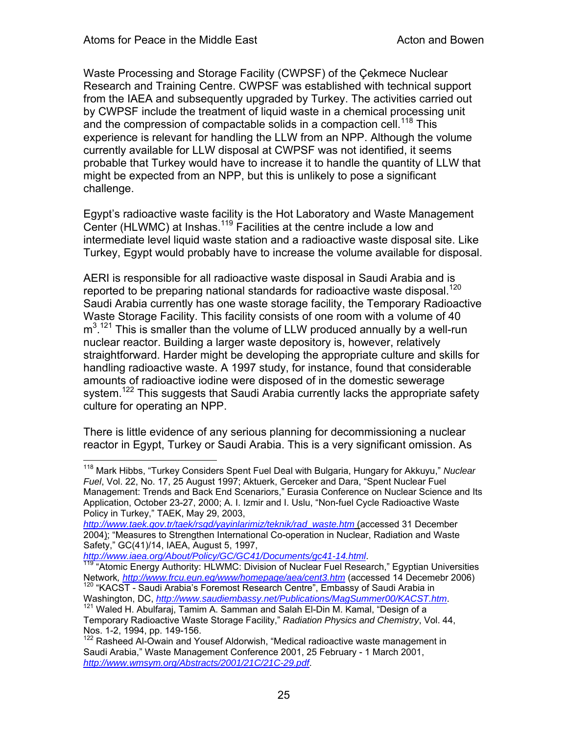Waste Processing and Storage Facility (CWPSF) of the Çekmece Nuclear Research and Training Centre. CWPSF was established with technical support from the IAEA and subsequently upgraded by Turkey. The activities carried out by CWPSF include the treatment of liquid waste in a chemical processing unit and the compression of compactable solids in a compaction cell.[118] This experience is relevant for handling the LLW from an NPP. Although the volume currently available for LLW disposal at CWPSF was not identified, it seems probable that Turkey would have to increase it to handle the quantity of LLW that might be expected from an NPP, but this is unlikely to pose a significant challenge.

Egypt's radioactive waste facility is the Hot Laboratory and Waste Management Center (HLWMC) at Inshas.[119] Facilities at the centre include a low and intermediate level liquid waste station and a radioactive waste disposal site. Like Turkey, Egypt would probably have to increase the volume available for disposal.

AERI is responsible for all radioactive waste disposal in Saudi Arabia and is reported to be preparing national standards for radioactive waste disposal.[120] Saudi Arabia currently has one waste storage facility, the Temporary Radioactive Waste Storage Facility. This facility consists of one room with a volume of 40 $m^3$.[121] This is smaller than the volume of LLW produced annually by a well-run nuclear reactor. Building a larger waste depository is, however, relatively straightforward. Harder might be developing the appropriate culture and skills for handling radioactive waste. A 1997 study, for instance, found that considerable amounts of radioactive iodine were disposed of in the domestic sewerage system.[122] This suggests that Saudi Arabia currently lacks the appropriate safety culture for operating an NPP.

There is little evidence of any serious planning for decommissioning a nuclear reactor in Egypt, Turkey or Saudi Arabia. This is a very significant omission. As

---

[118] Mark Hibbs, "Turkey Considers Spent Fuel Deal with Bulgaria, Hungary for Akkuyu," *Nuclear Fuel*, Vol. 22, No. 17, 25 August 1997; Aktuerk, Gerceker and Dara, "Spent Nuclear Fuel Management: Trends and Back End Scenarios," Eurasia Conference on Nuclear Science and Its Application, October 23-27, 2000; A. I. Izmir and I. Uslu, "Non-fuel Cycle Radioactive Waste Policy in Turkey," TAEK, May 29, 2003, *http://www.taek.gov.tr/taek/rsgd/yayinlarimiz/teknik/rad_waste.htm* (accessed 31 December 2004); "Measures to Strengthen International Co-operation in Nuclear, Radiation and Waste Safety," GC(41)/14, IAEA, August 5, 1997, *http://www.iaea.org/About/Policy/GC/GC41/Documents/gc41-14.html*.

[119] "Atomic Energy Authority: HLWMC: Division of Nuclear Fuel Research," Egyptian Universities Network, *http://www.frcu.eun.eg/www/homepage/aea/cent3.htm* (accessed 14 Decemebr 2006)

[120] "KACST - Saudi Arabia's Foremost Research Centre", Embassy of Saudi Arabia in Washington, DC, *http://www.saudiembassy.net/Publications/MagSummer00/KACST.htm*.

[121] Waled H. Abulfaraj, Tamim A. Samman and Salah El-Din M. Kamal, "Design of a Temporary Radioactive Waste Storage Facility," *Radiation Physics and Chemistry*, Vol. 44, Nos. 1-2, 1994, pp. 149-156.

[122] Rasheed Al-Owain and Yousef Aldorwish, "Medical radioactive waste management in Saudi Arabia," Waste Management Conference 2001, 25 February - 1 March 2001, *http://www.wmsym.org/Abstracts/2001/21C/21C-29.pdf*.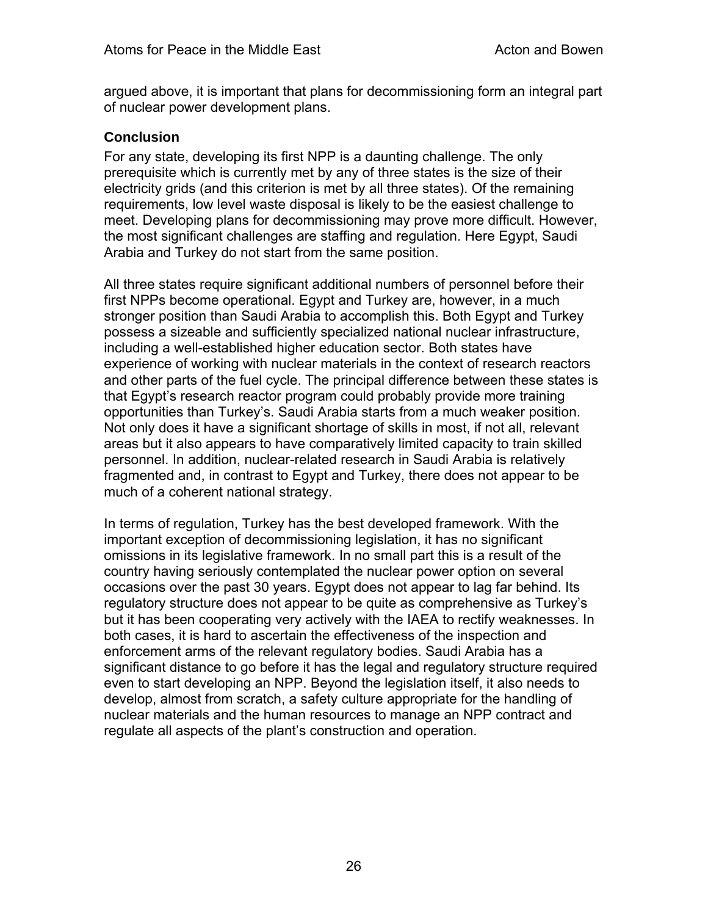argued above, it is important that plans for decommissioning form an integral part of nuclear power development plans.

### Conclusion

For any state, developing its first NPP is a daunting challenge. The only prerequisite which is currently met by any of three states is the size of their electricity grids (and this criterion is met by all three states). Of the remaining requirements, low level waste disposal is likely to be the easiest challenge to meet. Developing plans for decommissioning may prove more difficult. However, the most significant challenges are staffing and regulation. Here Egypt, Saudi Arabia and Turkey do not start from the same position.

All three states require significant additional numbers of personnel before their first NPPs become operational. Egypt and Turkey are, however, in a much stronger position than Saudi Arabia to accomplish this. Both Egypt and Turkey possess a sizeable and sufficiently specialized national nuclear infrastructure, including a well-established higher education sector. Both states have experience of working with nuclear materials in the context of research reactors and other parts of the fuel cycle. The principal difference between these states is that Egypt's research reactor program could probably provide more training opportunities than Turkey's. Saudi Arabia starts from a much weaker position. Not only does it have a significant shortage of skills in most, if not all, relevant areas but it also appears to have comparatively limited capacity to train skilled personnel. In addition, nuclear-related research in Saudi Arabia is relatively fragmented and, in contrast to Egypt and Turkey, there does not appear to be much of a coherent national strategy.

In terms of regulation, Turkey has the best developed framework. With the important exception of decommissioning legislation, it has no significant omissions in its legislative framework. In no small part this is a result of the country having seriously contemplated the nuclear power option on several occasions over the past 30 years. Egypt does not appear to lag far behind. Its regulatory structure does not appear to be quite as comprehensive as Turkey's but it has been cooperating very actively with the IAEA to rectify weaknesses. In both cases, it is hard to ascertain the effectiveness of the inspection and enforcement arms of the relevant regulatory bodies. Saudi Arabia has a significant distance to go before it has the legal and regulatory structure required even to start developing an NPP. Beyond the legislation itself, it also needs to develop, almost from scratch, a safety culture appropriate for the handling of nuclear materials and the human resources to manage an NPP contract and regulate all aspects of the plant's construction and operation.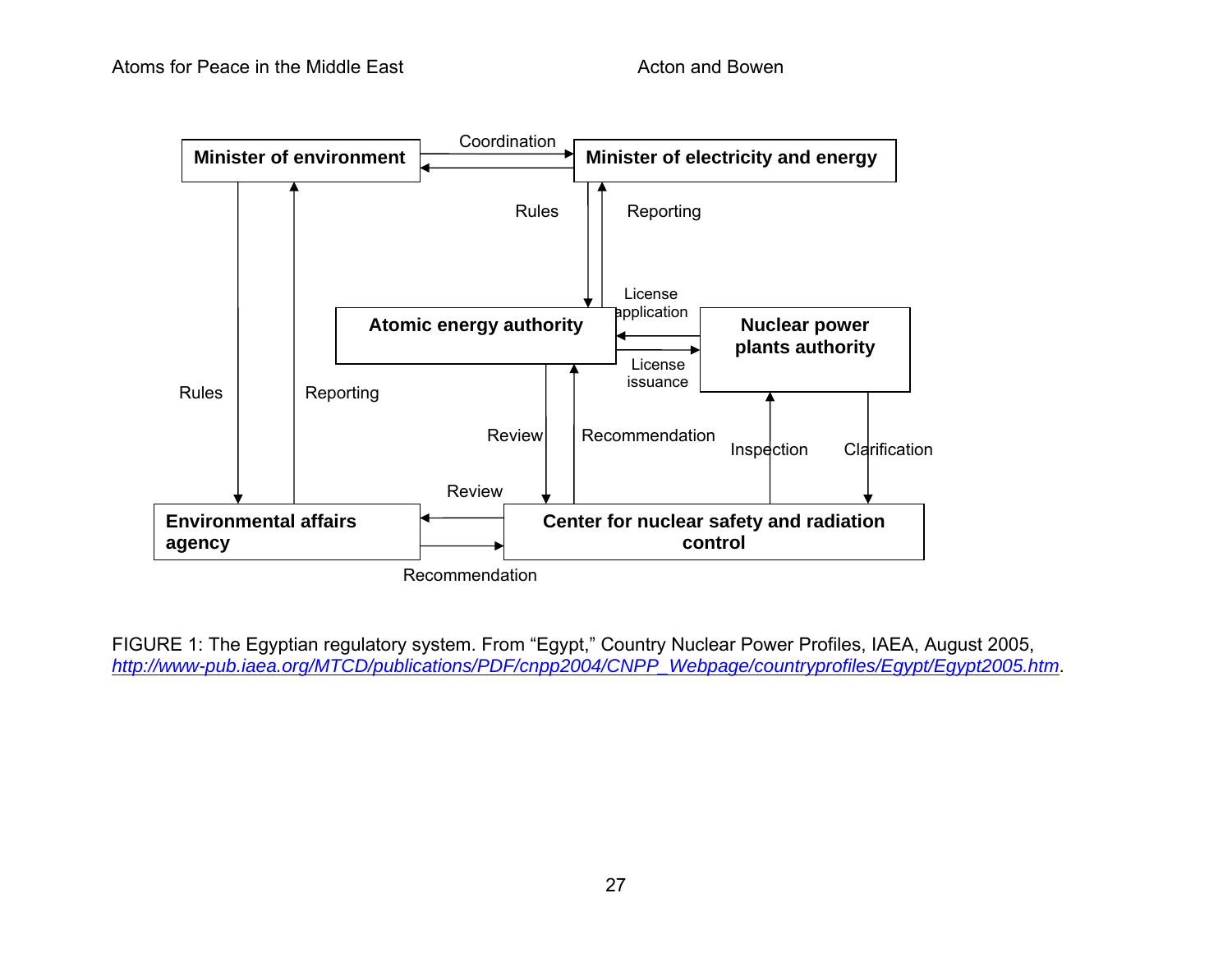| From | Relationship | To |
| --- | --- | --- |
| Minister of environment | Coordination | Minister of electricity and energy |
| Minister of electricity and energy | Coordination | Minister of environment |
| Minister of electricity and energy | Rules | Atomic energy authority |
| Atomic energy authority | Reporting | Minister of electricity and energy |
| Minister of environment | Rules | Environmental affairs agency |
| Environmental affairs agency | Reporting | Minister of environment |
| Nuclear power plants authority | License application | Atomic energy authority |
| Atomic energy authority | License issuance | Nuclear power plants authority |
| Atomic energy authority | Review | Center for nuclear safety and radiation control |
| Center for nuclear safety and radiation control | Recommendation | Atomic energy authority |
| Center for nuclear safety and radiation control | Inspection | Nuclear power plants authority |
| Nuclear power plants authority | Clarification | Center for nuclear safety and radiation control |
| Center for nuclear safety and radiation control | Review | Environmental affairs agency |
| Environmental affairs agency | Recommendation | Center for nuclear safety and radiation control |

FIGURE 1: The Egyptian regulatory system. From "Egypt," Country Nuclear Power Profiles, IAEA, August 2005, *http://www-pub.iaea.org/MTCD/publications/PDF/cnpp2004/CNPP_Webpage/countryprofiles/Egypt/Egypt2005.htm*.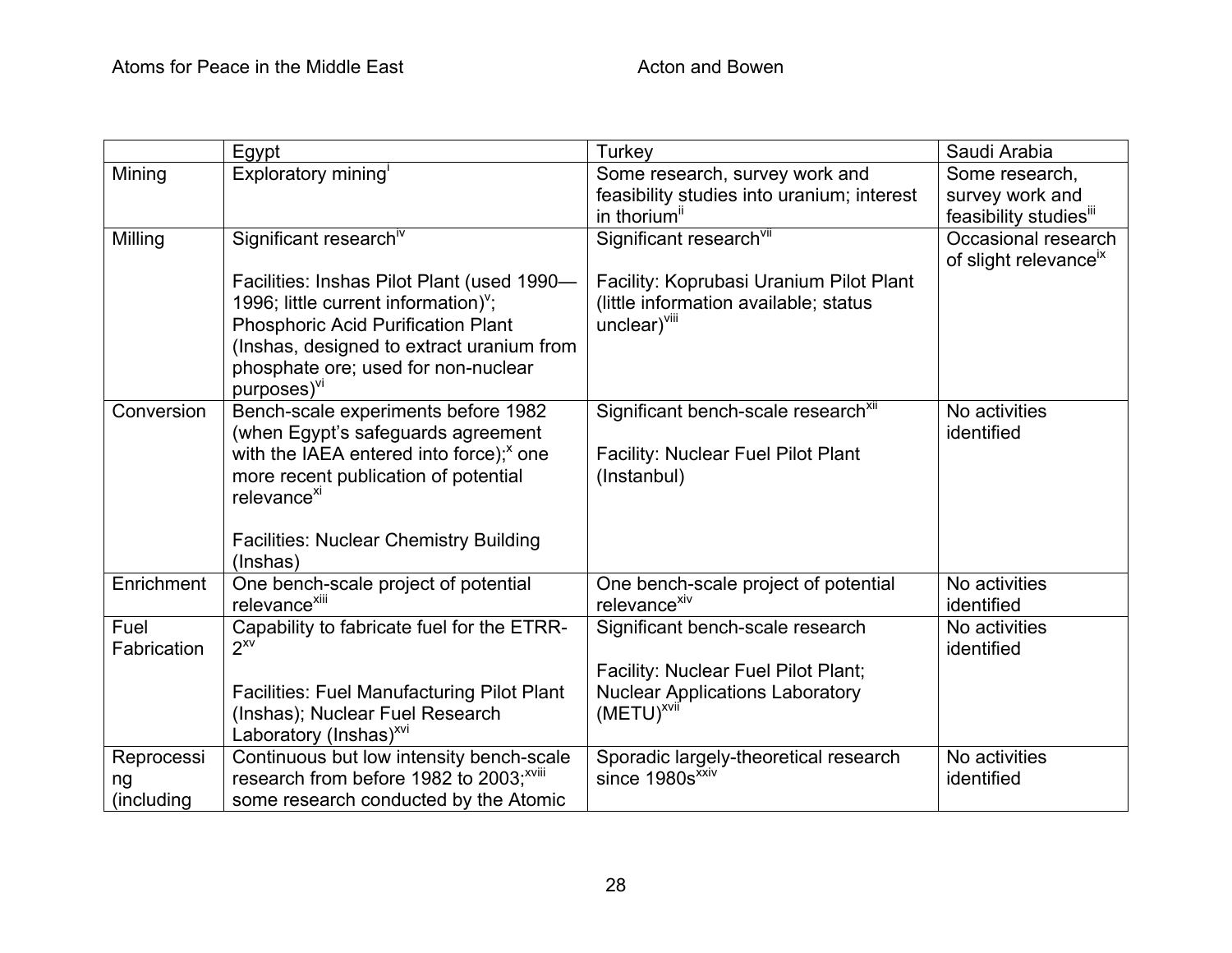| | Egypt | Turkey | Saudi Arabia |
|---|---|---|---|
| Mining | Exploratory mining[i] | Some research, survey work and feasibility studies into uranium; interest in thorium[ii] | Some research, survey work and feasibility studies[iii] |
| Milling | Significant research[iv]<br><br>Facilities: Inshas Pilot Plant (used 1990—1996; little current information)[v]; Phosphoric Acid Purification Plant (Inshas, designed to extract uranium from phosphate ore; used for non-nuclear purposes)[vi] | Significant research[vii]<br><br>Facility: Koprubasi Uranium Pilot Plant (little information available; status unclear)[viii] | Occasional research of slight relevance[ix] |
| Conversion | Bench-scale experiments before 1982 (when Egypt's safeguards agreement with the IAEA entered into force);[x] one more recent publication of potential relevance[xi]<br><br>Facilities: Nuclear Chemistry Building (Inshas) | Significant bench-scale research[xii]<br><br>Facility: Nuclear Fuel Pilot Plant (Instanbul) | No activities identified |
| Enrichment | One bench-scale project of potential relevance[xiii] | One bench-scale project of potential relevance[xiv] | No activities identified |
| Fuel Fabrication | Capability to fabricate fuel for the ETRR-2[xv]<br><br>Facilities: Fuel Manufacturing Pilot Plant (Inshas); Nuclear Fuel Research Laboratory (Inshas)[xvi] | Significant bench-scale research<br><br>Facility: Nuclear Fuel Pilot Plant; Nuclear Applications Laboratory (METU)[xvii] | No activities identified |
| Reprocessing (including | Continuous but low intensity bench-scale research from before 1982 to 2003;[xviii] some research conducted by the Atomic | Sporadic largely-theoretical research since 1980s[xxiv] | No activities identified |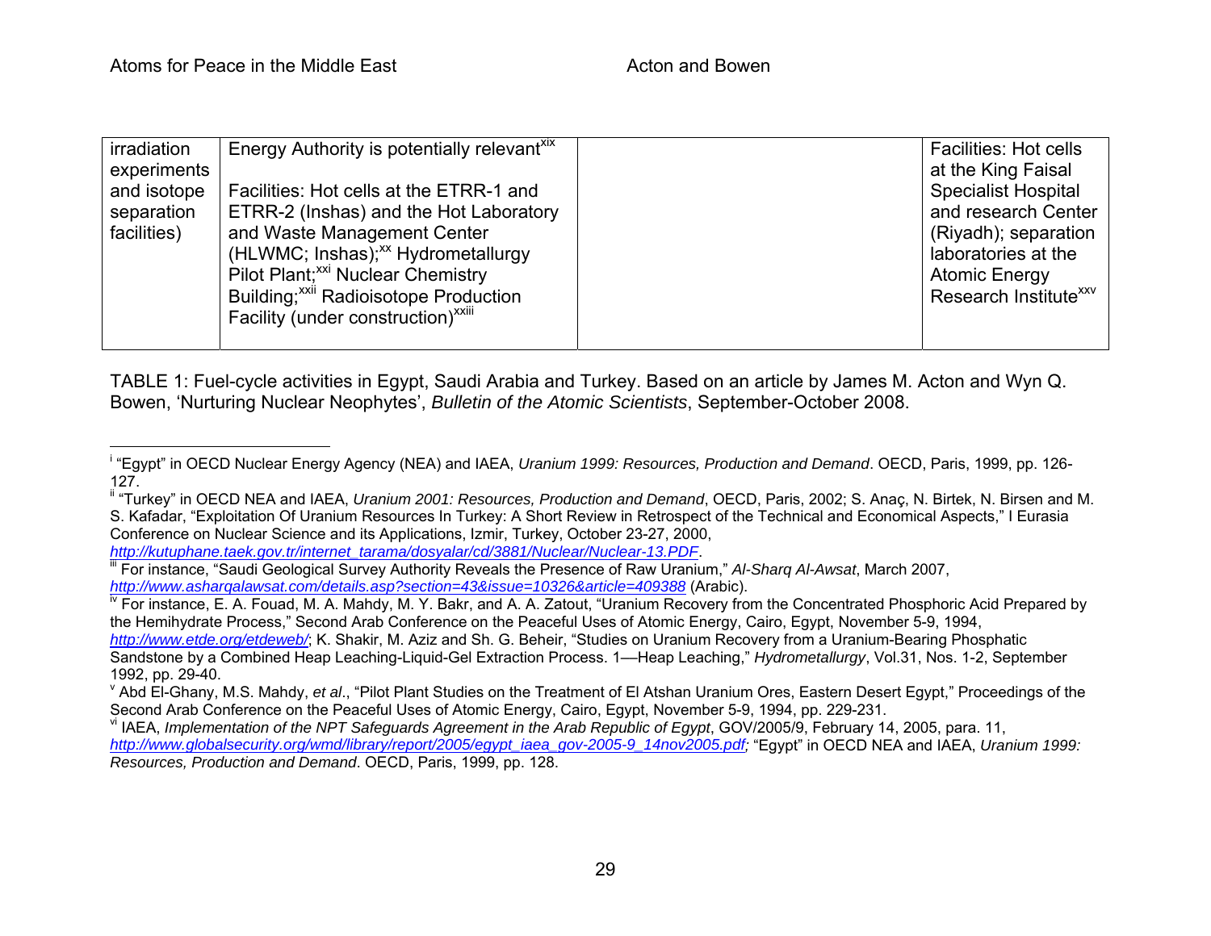| | | | |
|---|---|---|---|
| irradiation experiments and isotope separation facilities) | Energy Authority is potentially relevant[xix]<br><br>Facilities: Hot cells at the ETRR-1 and ETRR-2 (Inshas) and the Hot Laboratory and Waste Management Center (HLWMC; Inshas);[xx] Hydrometallurgy Pilot Plant;[xxi] Nuclear Chemistry Building;[xxii] Radioisotope Production Facility (under construction)[xxiii] | | Facilities: Hot cells at the King Faisal Specialist Hospital and research Center (Riyadh); separation laboratories at the Atomic Energy Research Institute[xxv] |

TABLE 1: Fuel-cycle activities in Egypt, Saudi Arabia and Turkey. Based on an article by James M. Acton and Wyn Q. Bowen, 'Nurturing Nuclear Neophytes', *Bulletin of the Atomic Scientists*, September-October 2008.

---

[i] "Egypt" in OECD Nuclear Energy Agency (NEA) and IAEA, *Uranium 1999: Resources, Production and Demand*. OECD, Paris, 1999, pp. 126-127.

[ii] "Turkey" in OECD NEA and IAEA, *Uranium 2001: Resources, Production and Demand*, OECD, Paris, 2002; S. Anaç, N. Birtek, N. Birsen and M. S. Kafadar, "Exploitation Of Uranium Resources In Turkey: A Short Review in Retrospect of the Technical and Economical Aspects," I Eurasia Conference on Nuclear Science and its Applications, Izmir, Turkey, October 23-27, 2000, *http://kutuphane.taek.gov.tr/internet_tarama/dosyalar/cd/3881/Nuclear/Nuclear-13.PDF*.

[iii] For instance, "Saudi Geological Survey Authority Reveals the Presence of Raw Uranium," *Al-Sharq Al-Awsat*, March 2007, *http://www.asharqalawsat.com/details.asp?section=43&issue=10326&article=409388* (Arabic).

[iv] For instance, E. A. Fouad, M. A. Mahdy, M. Y. Bakr, and A. A. Zatout, "Uranium Recovery from the Concentrated Phosphoric Acid Prepared by the Hemihydrate Process," Second Arab Conference on the Peaceful Uses of Atomic Energy, Cairo, Egypt, November 5-9, 1994, *http://www.etde.org/etdeweb/*; K. Shakir, M. Aziz and Sh. G. Beheir, "Studies on Uranium Recovery from a Uranium-Bearing Phosphatic Sandstone by a Combined Heap Leaching-Liquid-Gel Extraction Process. 1—Heap Leaching," *Hydrometallurgy*, Vol.31, Nos. 1-2, September 1992, pp. 29-40.

[v] Abd El-Ghany, M.S. Mahdy, *et al*., "Pilot Plant Studies on the Treatment of El Atshan Uranium Ores, Eastern Desert Egypt," Proceedings of the Second Arab Conference on the Peaceful Uses of Atomic Energy, Cairo, Egypt, November 5-9, 1994, pp. 229-231.

[vi] IAEA, *Implementation of the NPT Safeguards Agreement in the Arab Republic of Egypt*, GOV/2005/9, February 14, 2005, para. 11, *http://www.globalsecurity.org/wmd/library/report/2005/egypt_iaea_gov-2005-9_14nov2005.pdf;* "Egypt" in OECD NEA and IAEA, *Uranium 1999: Resources, Production and Demand*. OECD, Paris, 1999, pp. 128.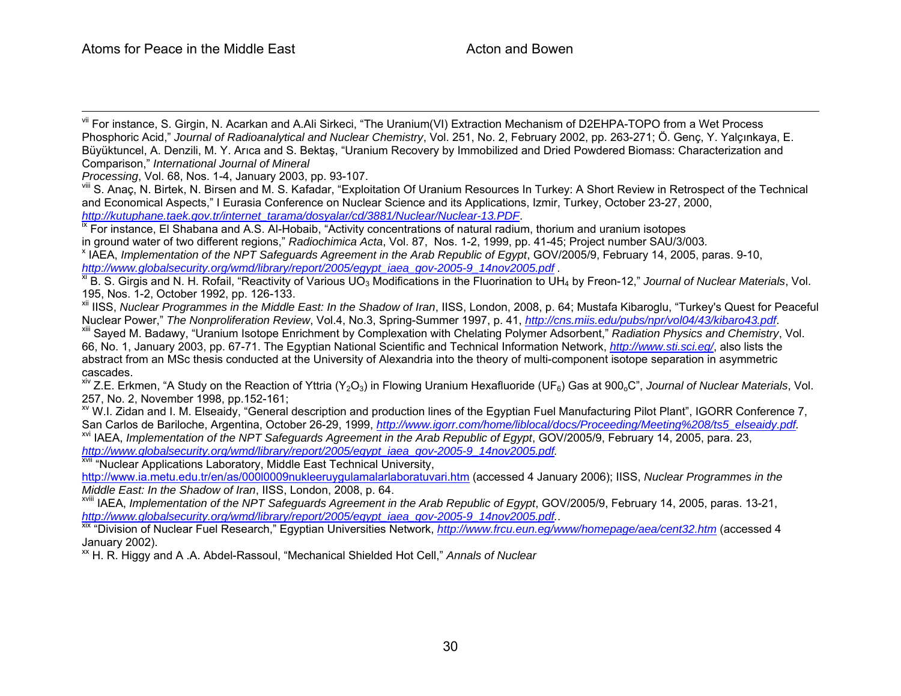[vii] For instance, S. Girgin, N. Acarkan and A.Ali Sirkeci, "The Uranium(VI) Extraction Mechanism of D2EHPA-TOPO from a Wet Process Phosphoric Acid," *Journal of Radioanalytical and Nuclear Chemistry*, Vol. 251, No. 2, February 2002, pp. 263-271; Ö. Genç, Y. Yalçınkaya, E. Büyüktuncel, A. Denzili, M. Y. Arıca and S. Bektaş, "Uranium Recovery by Immobilized and Dried Powdered Biomass: Characterization and Comparison," *International Journal of Mineral Processing*, Vol. 68, Nos. 1-4, January 2003, pp. 93-107.

[viii] S. Anaç, N. Birtek, N. Birsen and M. S. Kafadar, "Exploitation Of Uranium Resources In Turkey: A Short Review in Retrospect of the Technical and Economical Aspects," I Eurasia Conference on Nuclear Science and its Applications, Izmir, Turkey, October 23-27, 2000, *http://kutuphane.taek.gov.tr/internet_tarama/dosyalar/cd/3881/Nuclear/Nuclear-13.PDF*.

[ix] For instance, El Shabana and A.S. Al-Hobaib, "Activity concentrations of natural radium, thorium and uranium isotopes in ground water of two different regions," *Radiochimica Acta*, Vol. 87, Nos. 1-2, 1999, pp. 41-45; Project number SAU/3/003.

[x] IAEA, *Implementation of the NPT Safeguards Agreement in the Arab Republic of Egypt*, GOV/2005/9, February 14, 2005, paras. 9-10, *http://www.globalsecurity.org/wmd/library/report/2005/egypt_iaea_gov-2005-9_14nov2005.pdf* .

[xi] B. S. Girgis and N. H. Rofail, "Reactivity of Various $UO_3$ Modifications in the Fluorination to $UH_4$ by Freon-12," *Journal of Nuclear Materials*, Vol. 195, Nos. 1-2, October 1992, pp. 126-133.

[xii] IISS, *Nuclear Programmes in the Middle East: In the Shadow of Iran*, IISS, London, 2008, p. 64; Mustafa Kibaroglu, "Turkey's Quest for Peaceful Nuclear Power," *The Nonproliferation Review*, Vol.4, No.3, Spring-Summer 1997, p. 41, *http://cns.miis.edu/pubs/npr/vol04/43/kibaro43.pdf*.

[xiii] Sayed M. Badawy, "Uranium Isotope Enrichment by Complexation with Chelating Polymer Adsorbent," *Radiation Physics and Chemistry*, Vol. 66, No. 1, January 2003, pp. 67-71. The Egyptian National Scientific and Technical Information Network, *http://www.sti.sci.eg/*, also lists the abstract from an MSc thesis conducted at the University of Alexandria into the theory of multi-component isotope separation in asymmetric cascades.

[xiv] Z.E. Erkmen, "A Study on the Reaction of Yttria ($Y_2O_3$) in Flowing Uranium Hexafluoride ($UF_6$) Gas at $900_oC$", *Journal of Nuclear Materials*, Vol. 257, No. 2, November 1998, pp.152-161;

[xv] W.I. Zidan and I. M. Elseaidy, "General description and production lines of the Egyptian Fuel Manufacturing Pilot Plant", IGORR Conference 7, San Carlos de Bariloche, Argentina, October 26-29, 1999, *http://www.igorr.com/home/liblocal/docs/Proceeding/Meeting%208/ts5_elseaidy.pdf*.

[xvi] IAEA, *Implementation of the NPT Safeguards Agreement in the Arab Republic of Egypt*, GOV/2005/9, February 14, 2005, para. 23, *http://www.globalsecurity.org/wmd/library/report/2005/egypt_iaea_gov-2005-9_14nov2005.pdf*.

[xvii] "Nuclear Applications Laboratory, Middle East Technical University, http://www.ia.metu.edu.tr/en/as/000l0009nukleeruygulamalarlaboratuvari.htm (accessed 4 January 2006); IISS, *Nuclear Programmes in the Middle East: In the Shadow of Iran*, IISS, London, 2008, p. 64.

[xviii] IAEA, *Implementation of the NPT Safeguards Agreement in the Arab Republic of Egypt*, GOV/2005/9, February 14, 2005, paras. 13-21, *http://www.globalsecurity.org/wmd/library/report/2005/egypt_iaea_gov-2005-9_14nov2005.pdf*..

[xix] "Division of Nuclear Fuel Research," Egyptian Universities Network, *http://www.frcu.eun.eg/www/homepage/aea/cent32.htm* (accessed 4 January 2002).

[xx] H. R. Higgy and A .A. Abdel-Rassoul, "Mechanical Shielded Hot Cell," *Annals of Nuclear*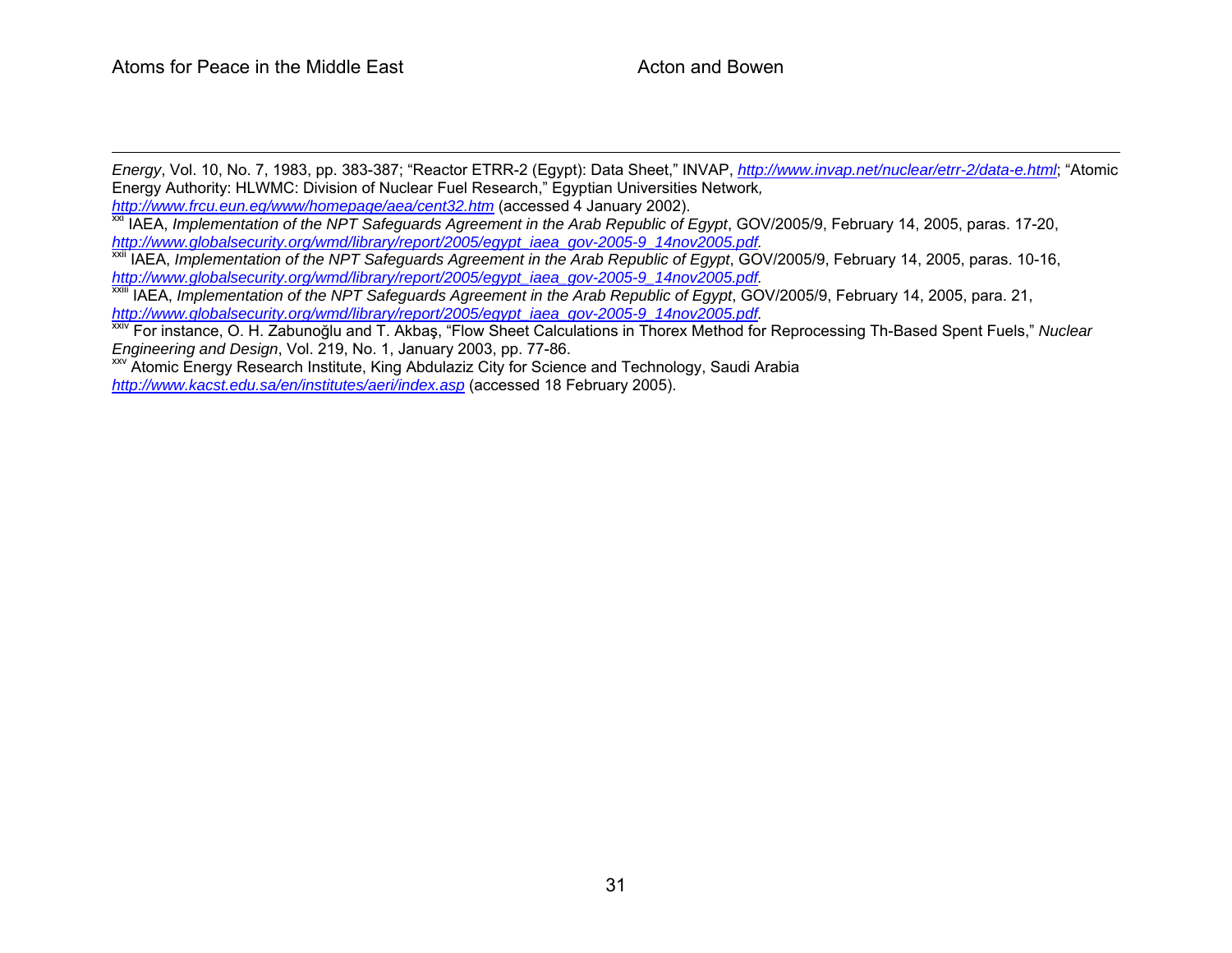*Energy*, Vol. 10, No. 7, 1983, pp. 383-387; "Reactor ETRR-2 (Egypt): Data Sheet," INVAP, *http://www.invap.net/nuclear/etrr-2/data-e.html*; "Atomic Energy Authority: HLWMC: Division of Nuclear Fuel Research," Egyptian Universities Network, *http://www.frcu.eun.eg/www/homepage/aea/cent32.htm* (accessed 4 January 2002).

[xxi] IAEA, *Implementation of the NPT Safeguards Agreement in the Arab Republic of Egypt*, GOV/2005/9, February 14, 2005, paras. 17-20, *http://www.globalsecurity.org/wmd/library/report/2005/egypt_iaea_gov-2005-9_14nov2005.pdf*.

[xxii] IAEA, *Implementation of the NPT Safeguards Agreement in the Arab Republic of Egypt*, GOV/2005/9, February 14, 2005, paras. 10-16, *http://www.globalsecurity.org/wmd/library/report/2005/egypt_iaea_gov-2005-9_14nov2005.pdf*.

[xxiii] IAEA, *Implementation of the NPT Safeguards Agreement in the Arab Republic of Egypt*, GOV/2005/9, February 14, 2005, para. 21, *http://www.globalsecurity.org/wmd/library/report/2005/egypt_iaea_gov-2005-9_14nov2005.pdf*.

[xxiv] For instance, O. H. Zabunoğlu and T. Akbaş, "Flow Sheet Calculations in Thorex Method for Reprocessing Th-Based Spent Fuels," *Nuclear Engineering and Design*, Vol. 219, No. 1, January 2003, pp. 77-86.

[xxv] Atomic Energy Research Institute, King Abdulaziz City for Science and Technology, Saudi Arabia *http://www.kacst.edu.sa/en/institutes/aeri/index.asp* (accessed 18 February 2005).